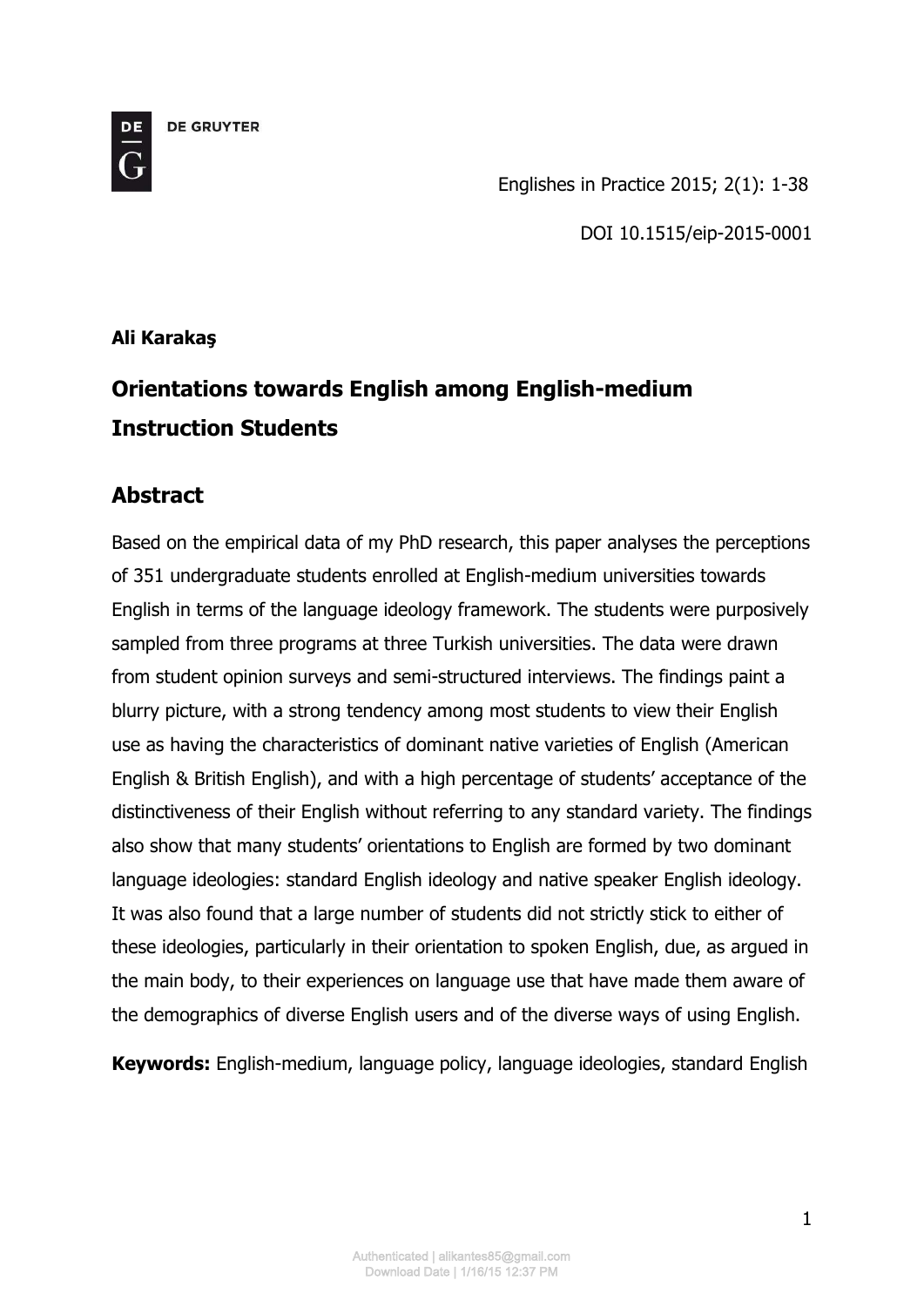Englishes in Practice 2015; 2(1): 1-38

DOI 10.1515/eip-2015-0001

**Ali Karakaş**

# Orientations towards English among English-medium Instruction Students

## Abstract

Based on the empirical data of my PhD research, this paper analyses the perceptions of 351 undergraduate students enrolled at English-medium universities towards English in terms of the language ideology framework. The students were purposively sampled from three programs at three Turkish universities. The data were drawn from student opinion surveys and semi-structured interviews. The findings paint a blurry picture, with a strong tendency among most students to view their English use as having the characteristics of dominant native varieties of English (American English & British English), and with a high percentage of students' acceptance of the distinctiveness of their English without referring to any standard variety. The findings also show that many students' orientations to English are formed by two dominant language ideologies: standard English ideology and native speaker English ideology. It was also found that a large number of students did not strictly stick to either of these ideologies, particularly in their orientation to spoken English, due, as argued in the main body, to their experiences on language use that have made them aware of the demographics of diverse English users and of the diverse ways of using English.

**Keywords:** English-medium, language policy, language ideologies, standard English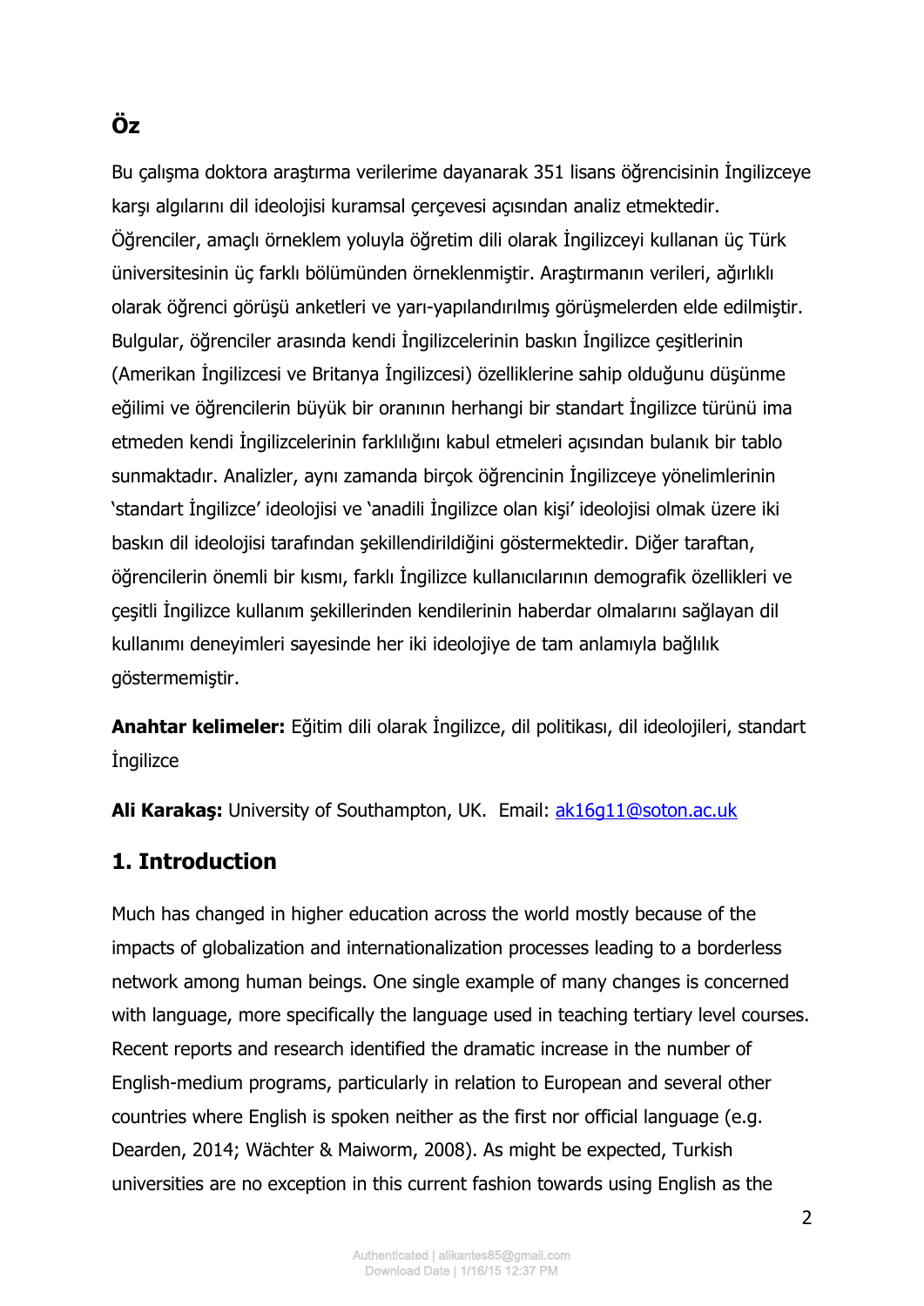## Öz

Bu çalışma doktora araştırma verilerime dayanarak 351 lisans öğrencisinin İngilizceye karşı algılarını dil ideolojisi kuramsal çerçevesi açısından analiz etmektedir. Öğrenciler, amaçlı örneklem yoluyla öğretim dili olarak İngilizceyi kullanan üç Türk üniversitesinin üç farklı bölümünden örneklenmiştir. Araştırmanın verileri, ağırlıklı olarak öğrenci görüşü anketleri ve yarı-yapılandırılmış görüşmelerden elde edilmiştir. Bulgular, öğrenciler arasında kendi İngilizcelerinin baskın İngilizce çeşitlerinin (Amerikan İngilizcesi ve Britanya İngilizcesi) özelliklerine sahip olduğunu düşünme eğilimi ve öğrencilerin büyük bir oranının herhangi bir standart İngilizce türünü ima etmeden kendi İngilizcelerinin farklılığını kabul etmeleri açısından bulanık bir tablo sunmaktadır. Analizler, aynı zamanda birçok öğrencinin İngilizceye yönelimlerinin 'standart İngilizce' ideolojisi ve 'anadili İngilizce olan kişi' ideolojisi olmak üzere iki baskın dil ideolojisi tarafından şekillendirildiğini göstermektedir. Diğer taraftan, öğrencilerin önemli bir kısmı, farklı İngilizce kullanıcılarının demografik özellikleri ve çeşitli İngilizce kullanım şekillerinden kendilerinin haberdar olmalarını sağlayan dil kullanımı deneyimleri sayesinde her iki ideolojiye de tam anlamıyla bağlılık göstermemiştir.

**Anahtar kelimeler:** Eğitim dili olarak İngilizce, dil politikası, dil ideolojileri, standart İngilizce

**Ali Karakaş:** University of Southampton, UK. Email: ak16g11@soton.ac.uk

## 1. Introduction

Much has changed in higher education across the world mostly because of the impacts of globalization and internationalization processes leading to a borderless network among human beings. One single example of many changes is concerned with language, more specifically the language used in teaching tertiary level courses. Recent reports and research identified the dramatic increase in the number of English-medium programs, particularly in relation to European and several other countries where English is spoken neither as the first nor official language (e.g. Dearden, 2014; Wächter & Maiworm, 2008). As might be expected, Turkish universities are no exception in this current fashion towards using English as the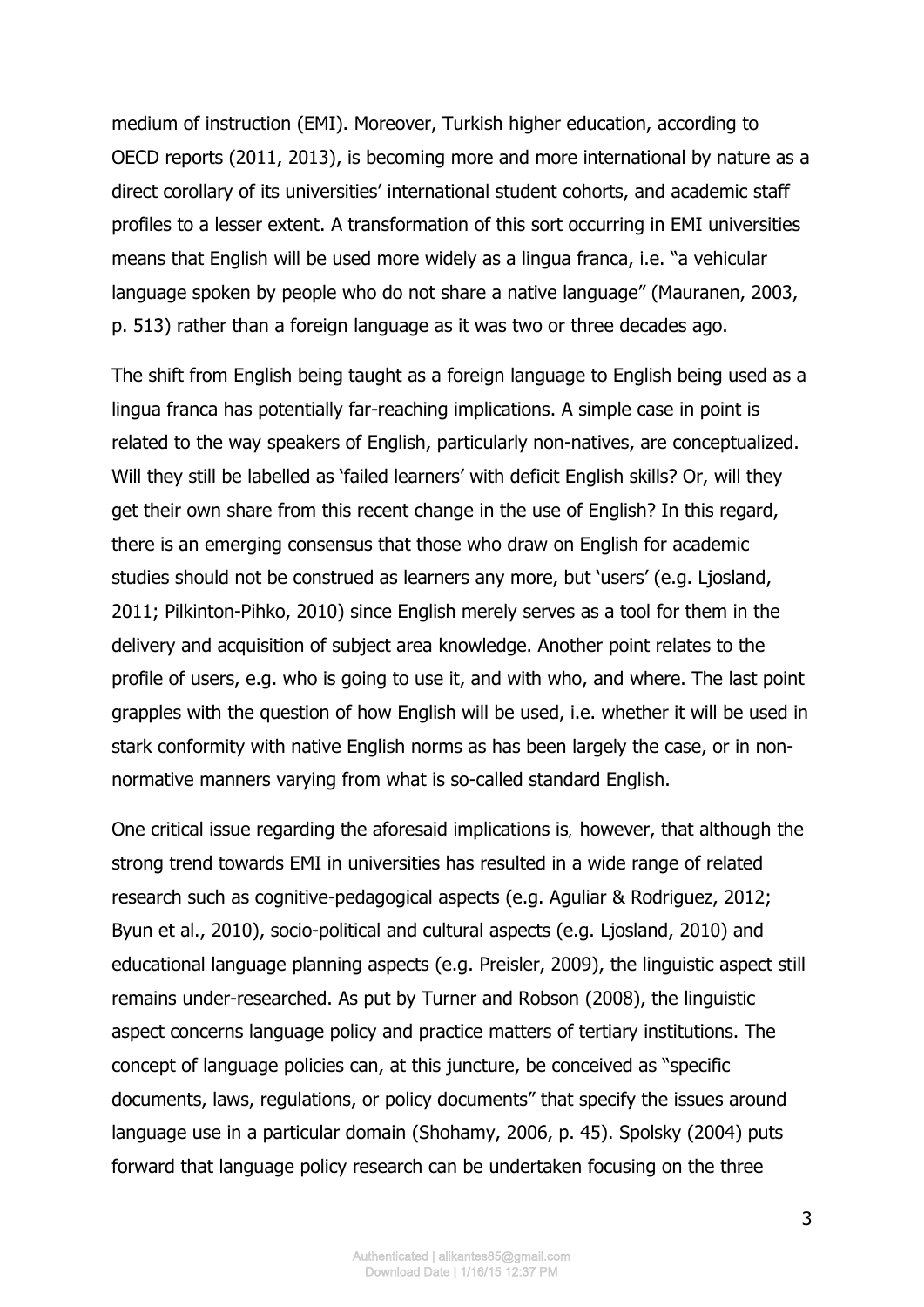medium of instruction (EMI). Moreover, Turkish higher education, according to OECD reports (2011, 2013), is becoming more and more international by nature as a direct corollary of its universities' international student cohorts, and academic staff profiles to a lesser extent. A transformation of this sort occurring in EMI universities means that English will be used more widely as a lingua franca, i.e. "a vehicular language spoken by people who do not share a native language" (Mauranen, 2003, p. 513) rather than a foreign language as it was two or three decades ago.

The shift from English being taught as a foreign language to English being used as a lingua franca has potentially far-reaching implications. A simple case in point is related to the way speakers of English, particularly non-natives, are conceptualized. Will they still be labelled as 'failed learners' with deficit English skills? Or, will they get their own share from this recent change in the use of English? In this regard, there is an emerging consensus that those who draw on English for academic studies should not be construed as learners any more, but 'users' (e.g. Ljosland, 2011; Pilkinton-Pihko, 2010) since English merely serves as a tool for them in the delivery and acquisition of subject area knowledge. Another point relates to the profile of users, e.g. who is going to use it, and with who, and where. The last point grapples with the question of how English will be used, i.e. whether it will be used in stark conformity with native English norms as has been largely the case, or in non-normative manners varying from what is so-called standard English.

One critical issue regarding the aforesaid implications is, however, that although the strong trend towards EMI in universities has resulted in a wide range of related research such as cognitive-pedagogical aspects (e.g. Aguliar & Rodriguez, 2012; Byun et al., 2010), socio-political and cultural aspects (e.g. Ljosland, 2010) and educational language planning aspects (e.g. Preisler, 2009), the linguistic aspect still remains under-researched. As put by Turner and Robson (2008), the linguistic aspect concerns language policy and practice matters of tertiary institutions. The concept of language policies can, at this juncture, be conceived as "specific documents, laws, regulations, or policy documents" that specify the issues around language use in a particular domain (Shohamy, 2006, p. 45). Spolsky (2004) puts forward that language policy research can be undertaken focusing on the three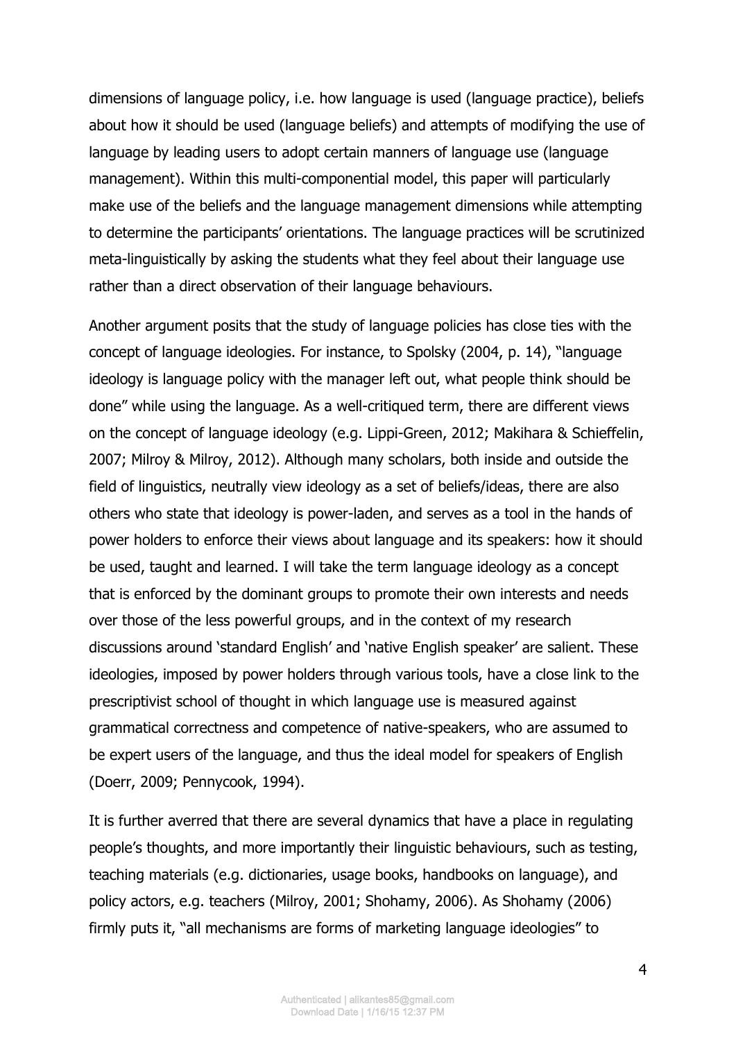dimensions of language policy, i.e. how language is used (language practice), beliefs about how it should be used (language beliefs) and attempts of modifying the use of language by leading users to adopt certain manners of language use (language management). Within this multi-componential model, this paper will particularly make use of the beliefs and the language management dimensions while attempting to determine the participants' orientations. The language practices will be scrutinized meta-linguistically by asking the students what they feel about their language use rather than a direct observation of their language behaviours.

Another argument posits that the study of language policies has close ties with the concept of language ideologies. For instance, to Spolsky (2004, p. 14), "language ideology is language policy with the manager left out, what people think should be done" while using the language. As a well-critiqued term, there are different views on the concept of language ideology (e.g. Lippi-Green, 2012; Makihara & Schieffelin, 2007; Milroy & Milroy, 2012). Although many scholars, both inside and outside the field of linguistics, neutrally view ideology as a set of beliefs/ideas, there are also others who state that ideology is power-laden, and serves as a tool in the hands of power holders to enforce their views about language and its speakers: how it should be used, taught and learned. I will take the term language ideology as a concept that is enforced by the dominant groups to promote their own interests and needs over those of the less powerful groups, and in the context of my research discussions around 'standard English' and 'native English speaker' are salient. These ideologies, imposed by power holders through various tools, have a close link to the prescriptivist school of thought in which language use is measured against grammatical correctness and competence of native-speakers, who are assumed to be expert users of the language, and thus the ideal model for speakers of English (Doerr, 2009; Pennycook, 1994).

It is further averred that there are several dynamics that have a place in regulating people's thoughts, and more importantly their linguistic behaviours, such as testing, teaching materials (e.g. dictionaries, usage books, handbooks on language), and policy actors, e.g. teachers (Milroy, 2001; Shohamy, 2006). As Shohamy (2006) firmly puts it, "all mechanisms are forms of marketing language ideologies" to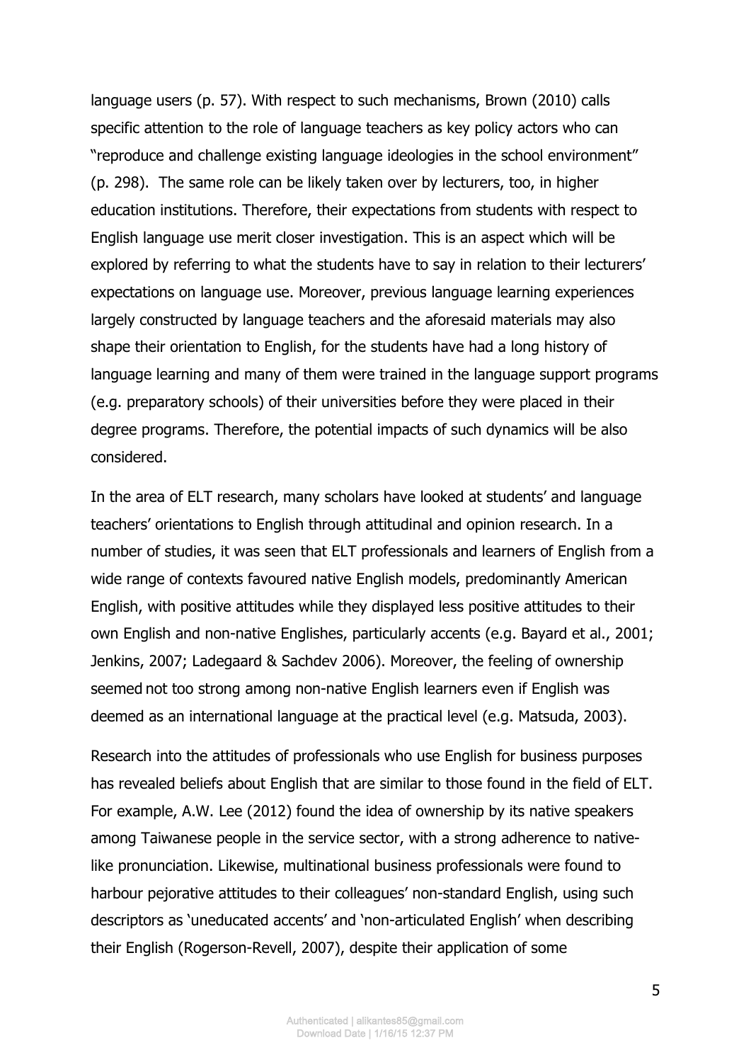language users (p. 57). With respect to such mechanisms, Brown (2010) calls specific attention to the role of language teachers as key policy actors who can "reproduce and challenge existing language ideologies in the school environment" (p. 298). The same role can be likely taken over by lecturers, too, in higher education institutions. Therefore, their expectations from students with respect to English language use merit closer investigation. This is an aspect which will be explored by referring to what the students have to say in relation to their lecturers' expectations on language use. Moreover, previous language learning experiences largely constructed by language teachers and the aforesaid materials may also shape their orientation to English, for the students have had a long history of language learning and many of them were trained in the language support programs (e.g. preparatory schools) of their universities before they were placed in their degree programs. Therefore, the potential impacts of such dynamics will be also considered.

In the area of ELT research, many scholars have looked at students' and language teachers' orientations to English through attitudinal and opinion research. In a number of studies, it was seen that ELT professionals and learners of English from a wide range of contexts favoured native English models, predominantly American English, with positive attitudes while they displayed less positive attitudes to their own English and non-native Englishes, particularly accents (e.g. Bayard et al., 2001; Jenkins, 2007; Ladegaard & Sachdev 2006). Moreover, the feeling of ownership seemed not too strong among non-native English learners even if English was deemed as an international language at the practical level (e.g. Matsuda, 2003).

Research into the attitudes of professionals who use English for business purposes has revealed beliefs about English that are similar to those found in the field of ELT. For example, A.W. Lee (2012) found the idea of ownership by its native speakers among Taiwanese people in the service sector, with a strong adherence to native-like pronunciation. Likewise, multinational business professionals were found to harbour pejorative attitudes to their colleagues' non-standard English, using such descriptors as 'uneducated accents' and 'non-articulated English' when describing their English (Rogerson-Revell, 2007), despite their application of some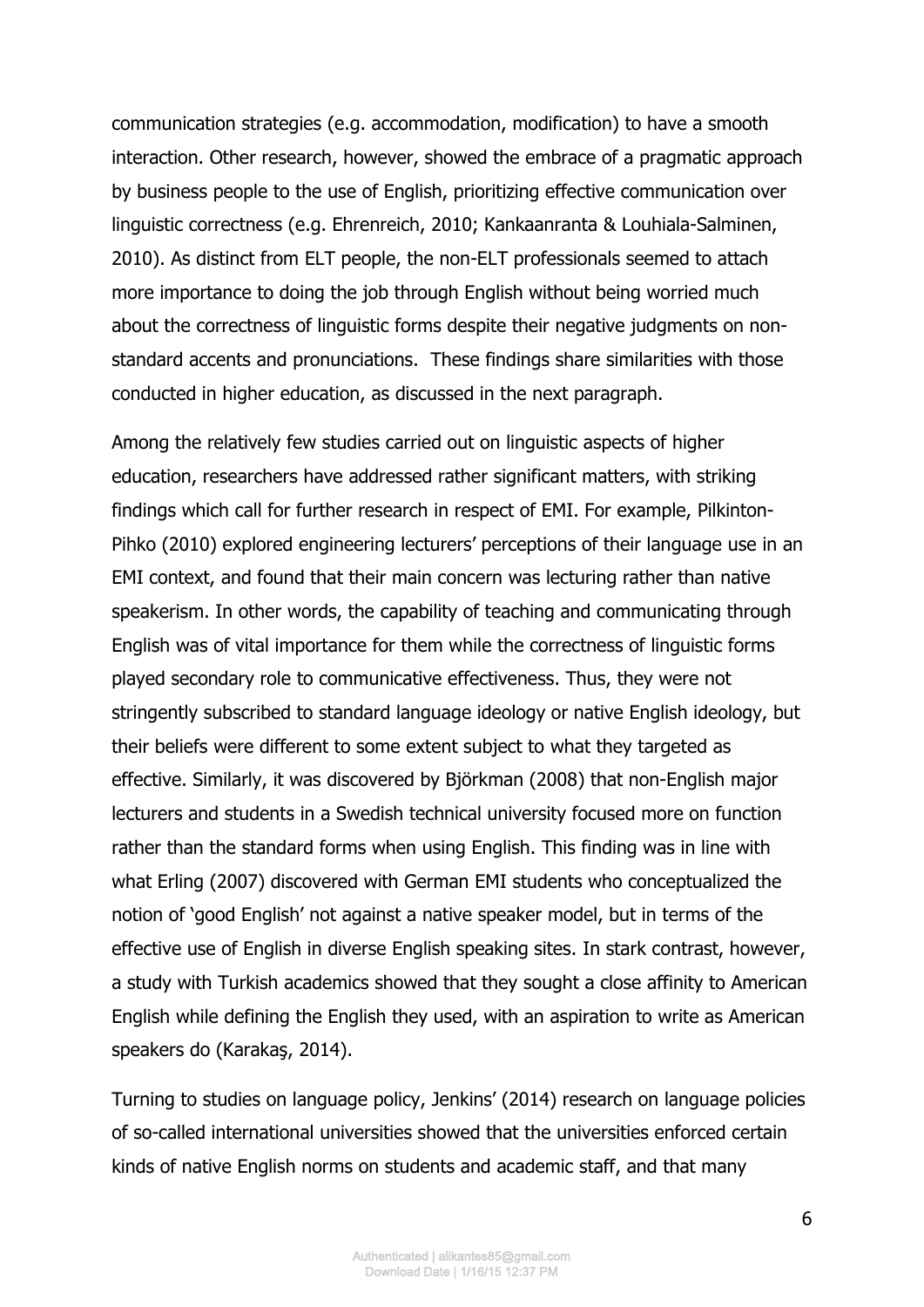communication strategies (e.g. accommodation, modification) to have a smooth interaction. Other research, however, showed the embrace of a pragmatic approach by business people to the use of English, prioritizing effective communication over linguistic correctness (e.g. Ehrenreich, 2010; Kankaanranta & Louhiala-Salminen, 2010). As distinct from ELT people, the non-ELT professionals seemed to attach more importance to doing the job through English without being worried much about the correctness of linguistic forms despite their negative judgments on non-standard accents and pronunciations.  These findings share similarities with those conducted in higher education, as discussed in the next paragraph.

Among the relatively few studies carried out on linguistic aspects of higher education, researchers have addressed rather significant matters, with striking findings which call for further research in respect of EMI. For example, Pilkinton-Pihko (2010) explored engineering lecturers' perceptions of their language use in an EMI context, and found that their main concern was lecturing rather than native speakerism. In other words, the capability of teaching and communicating through English was of vital importance for them while the correctness of linguistic forms played secondary role to communicative effectiveness. Thus, they were not stringently subscribed to standard language ideology or native English ideology, but their beliefs were different to some extent subject to what they targeted as effective. Similarly, it was discovered by Björkman (2008) that non-English major lecturers and students in a Swedish technical university focused more on function rather than the standard forms when using English. This finding was in line with what Erling (2007) discovered with German EMI students who conceptualized the notion of 'good English' not against a native speaker model, but in terms of the effective use of English in diverse English speaking sites. In stark contrast, however, a study with Turkish academics showed that they sought a close affinity to American English while defining the English they used, with an aspiration to write as American speakers do (Karakaş, 2014).

Turning to studies on language policy, Jenkins' (2014) research on language policies of so-called international universities showed that the universities enforced certain kinds of native English norms on students and academic staff, and that many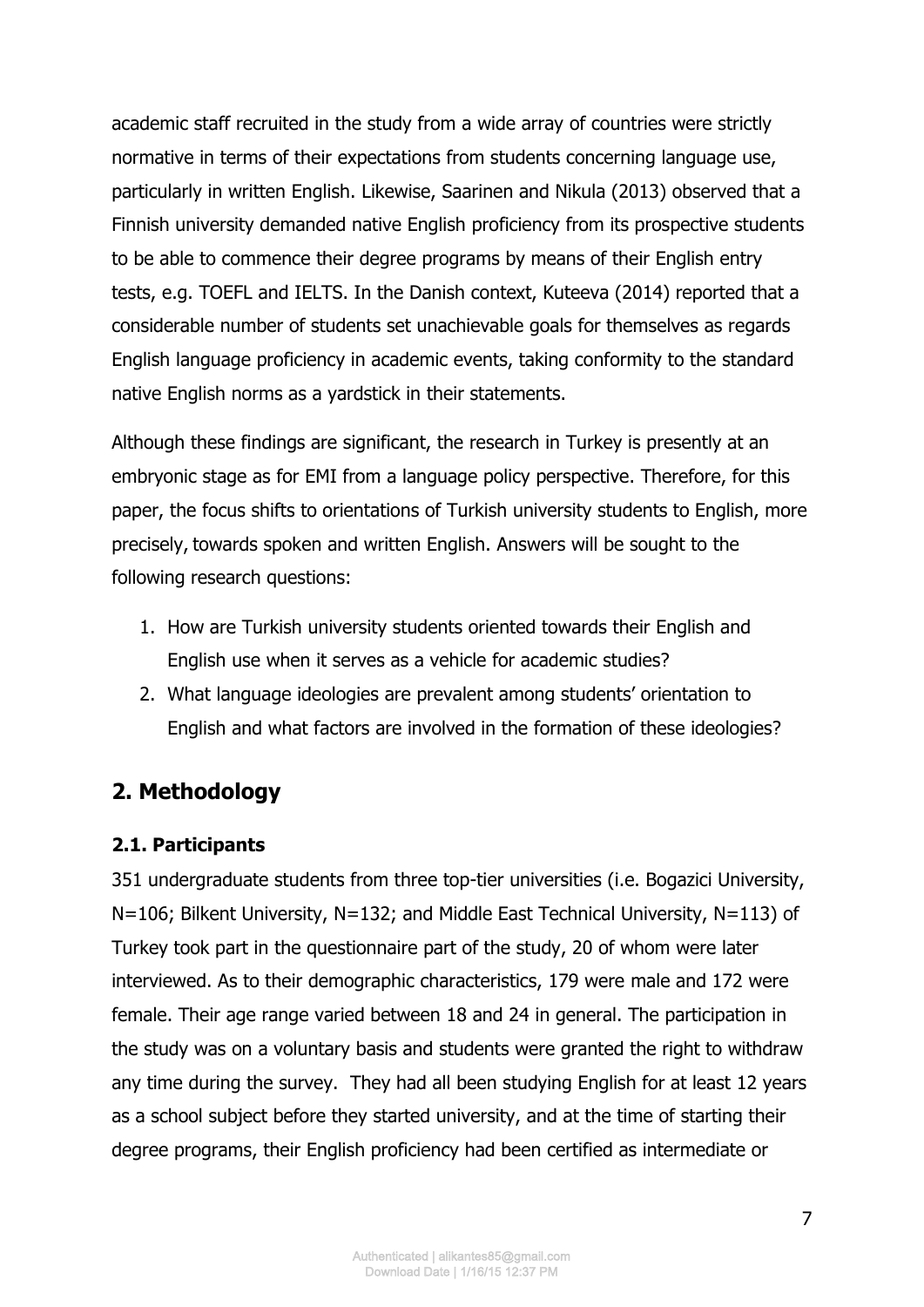academic staff recruited in the study from a wide array of countries were strictly normative in terms of their expectations from students concerning language use, particularly in written English. Likewise, Saarinen and Nikula (2013) observed that a Finnish university demanded native English proficiency from its prospective students to be able to commence their degree programs by means of their English entry tests, e.g. TOEFL and IELTS. In the Danish context, Kuteeva (2014) reported that a considerable number of students set unachievable goals for themselves as regards English language proficiency in academic events, taking conformity to the standard native English norms as a yardstick in their statements.

Although these findings are significant, the research in Turkey is presently at an embryonic stage as for EMI from a language policy perspective. Therefore, for this paper, the focus shifts to orientations of Turkish university students to English, more precisely, towards spoken and written English. Answers will be sought to the following research questions:

1. How are Turkish university students oriented towards their English and English use when it serves as a vehicle for academic studies?
2. What language ideologies are prevalent among students' orientation to English and what factors are involved in the formation of these ideologies?

## 2. Methodology

### 2.1. Participants

351 undergraduate students from three top-tier universities (i.e. Bogazici University, N=106; Bilkent University, N=132; and Middle East Technical University, N=113) of Turkey took part in the questionnaire part of the study, 20 of whom were later interviewed. As to their demographic characteristics, 179 were male and 172 were female. Their age range varied between 18 and 24 in general. The participation in the study was on a voluntary basis and students were granted the right to withdraw any time during the survey. They had all been studying English for at least 12 years as a school subject before they started university, and at the time of starting their degree programs, their English proficiency had been certified as intermediate or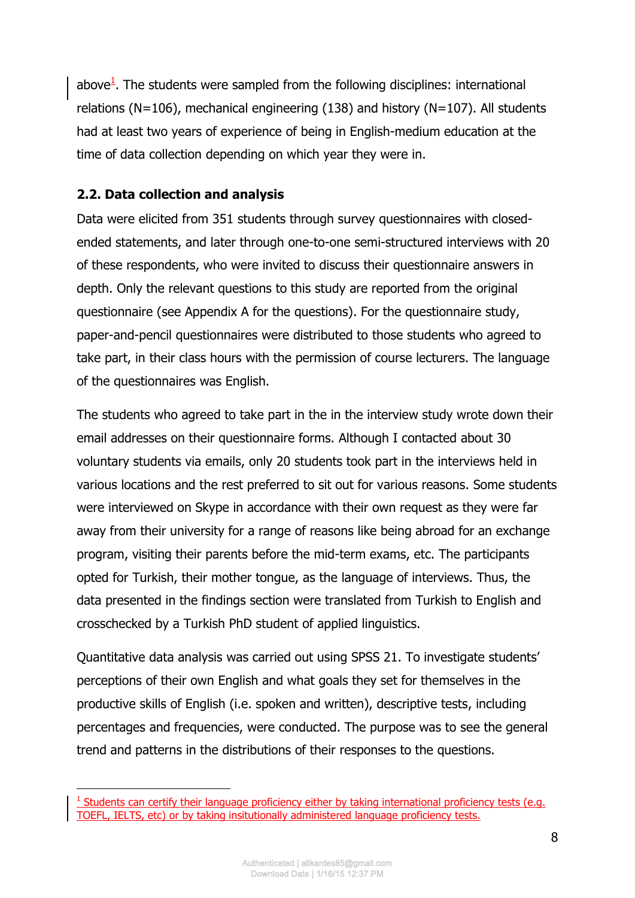above[1]. The students were sampled from the following disciplines: international relations (N=106), mechanical engineering (138) and history (N=107). All students had at least two years of experience of being in English-medium education at the time of data collection depending on which year they were in.

### 2.2. Data collection and analysis

Data were elicited from 351 students through survey questionnaires with closed-ended statements, and later through one-to-one semi-structured interviews with 20 of these respondents, who were invited to discuss their questionnaire answers in depth. Only the relevant questions to this study are reported from the original questionnaire (see Appendix A for the questions). For the questionnaire study, paper-and-pencil questionnaires were distributed to those students who agreed to take part, in their class hours with the permission of course lecturers. The language of the questionnaires was English.

The students who agreed to take part in the in the interview study wrote down their email addresses on their questionnaire forms. Although I contacted about 30 voluntary students via emails, only 20 students took part in the interviews held in various locations and the rest preferred to sit out for various reasons. Some students were interviewed on Skype in accordance with their own request as they were far away from their university for a range of reasons like being abroad for an exchange program, visiting their parents before the mid-term exams, etc. The participants opted for Turkish, their mother tongue, as the language of interviews. Thus, the data presented in the findings section were translated from Turkish to English and crosschecked by a Turkish PhD student of applied linguistics.

Quantitative data analysis was carried out using SPSS 21. To investigate students' perceptions of their own English and what goals they set for themselves in the productive skills of English (i.e. spoken and written), descriptive tests, including percentages and frequencies, were conducted. The purpose was to see the general trend and patterns in the distributions of their responses to the questions.

---

[1] Students can certify their language proficiency either by taking international proficiency tests (e.g. TOEFL, IELTS, etc) or by taking insitutionally administered language proficiency tests.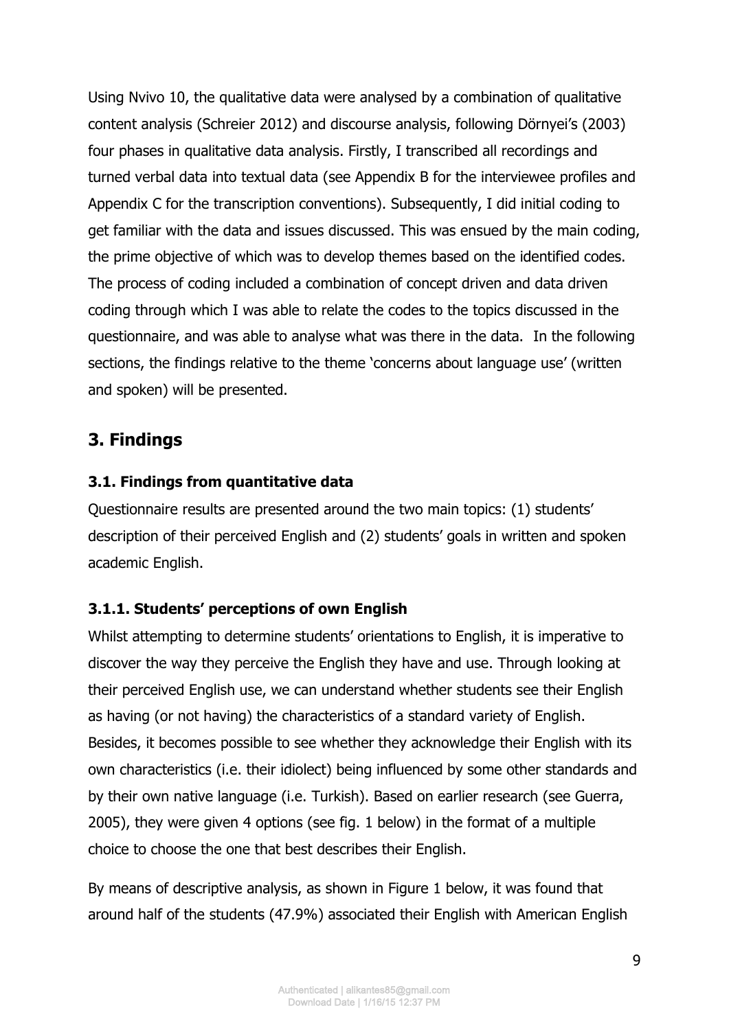Using Nvivo 10, the qualitative data were analysed by a combination of qualitative content analysis (Schreier 2012) and discourse analysis, following Dörnyei's (2003) four phases in qualitative data analysis. Firstly, I transcribed all recordings and turned verbal data into textual data (see Appendix B for the interviewee profiles and Appendix C for the transcription conventions). Subsequently, I did initial coding to get familiar with the data and issues discussed. This was ensued by the main coding, the prime objective of which was to develop themes based on the identified codes. The process of coding included a combination of concept driven and data driven coding through which I was able to relate the codes to the topics discussed in the questionnaire, and was able to analyse what was there in the data. In the following sections, the findings relative to the theme 'concerns about language use' (written and spoken) will be presented.

## 3. Findings

### 3.1. Findings from quantitative data

Questionnaire results are presented around the two main topics: (1) students' description of their perceived English and (2) students' goals in written and spoken academic English.

#### 3.1.1. Students' perceptions of own English

Whilst attempting to determine students' orientations to English, it is imperative to discover the way they perceive the English they have and use. Through looking at their perceived English use, we can understand whether students see their English as having (or not having) the characteristics of a standard variety of English. Besides, it becomes possible to see whether they acknowledge their English with its own characteristics (i.e. their idiolect) being influenced by some other standards and by their own native language (i.e. Turkish). Based on earlier research (see Guerra, 2005), they were given 4 options (see fig. 1 below) in the format of a multiple choice to choose the one that best describes their English.

By means of descriptive analysis, as shown in Figure 1 below, it was found that around half of the students (47.9%) associated their English with American English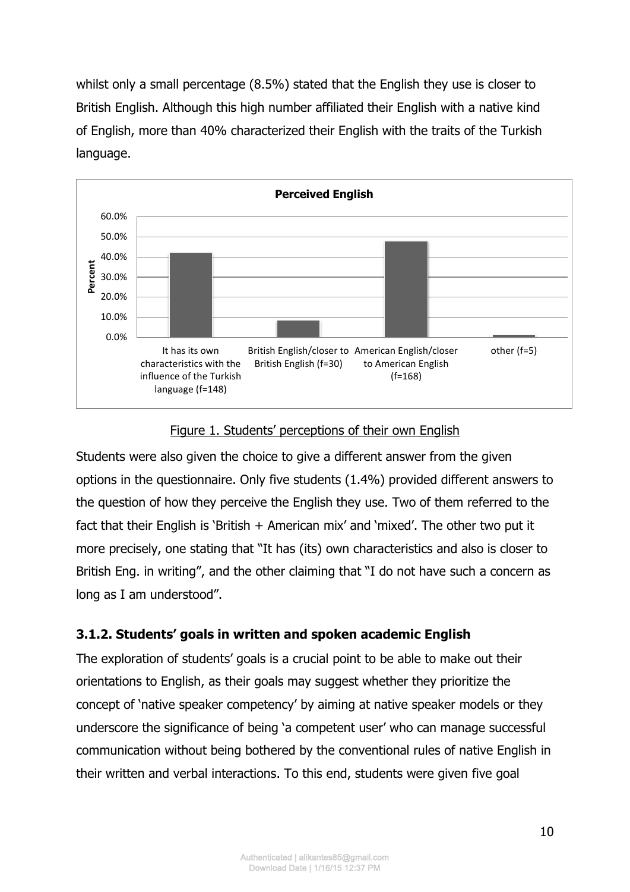whilst only a small percentage (8.5%) stated that the English they use is closer to British English. Although this high number affiliated their English with a native kind of English, more than 40% characterized their English with the traits of the Turkish language.

Figure 1. Students' perceptions of their own English

Students were also given the choice to give a different answer from the given options in the questionnaire. Only five students (1.4%) provided different answers to the question of how they perceive the English they use. Two of them referred to the fact that their English is 'British + American mix' and 'mixed'. The other two put it more precisely, one stating that "It has (its) own characteristics and also is closer to British Eng. in writing", and the other claiming that "I do not have such a concern as long as I am understood".

### 3.1.2. Students' goals in written and spoken academic English

The exploration of students' goals is a crucial point to be able to make out their orientations to English, as their goals may suggest whether they prioritize the concept of 'native speaker competency' by aiming at native speaker models or they underscore the significance of being 'a competent user' who can manage successful communication without being bothered by the conventional rules of native English in their written and verbal interactions. To this end, students were given five goal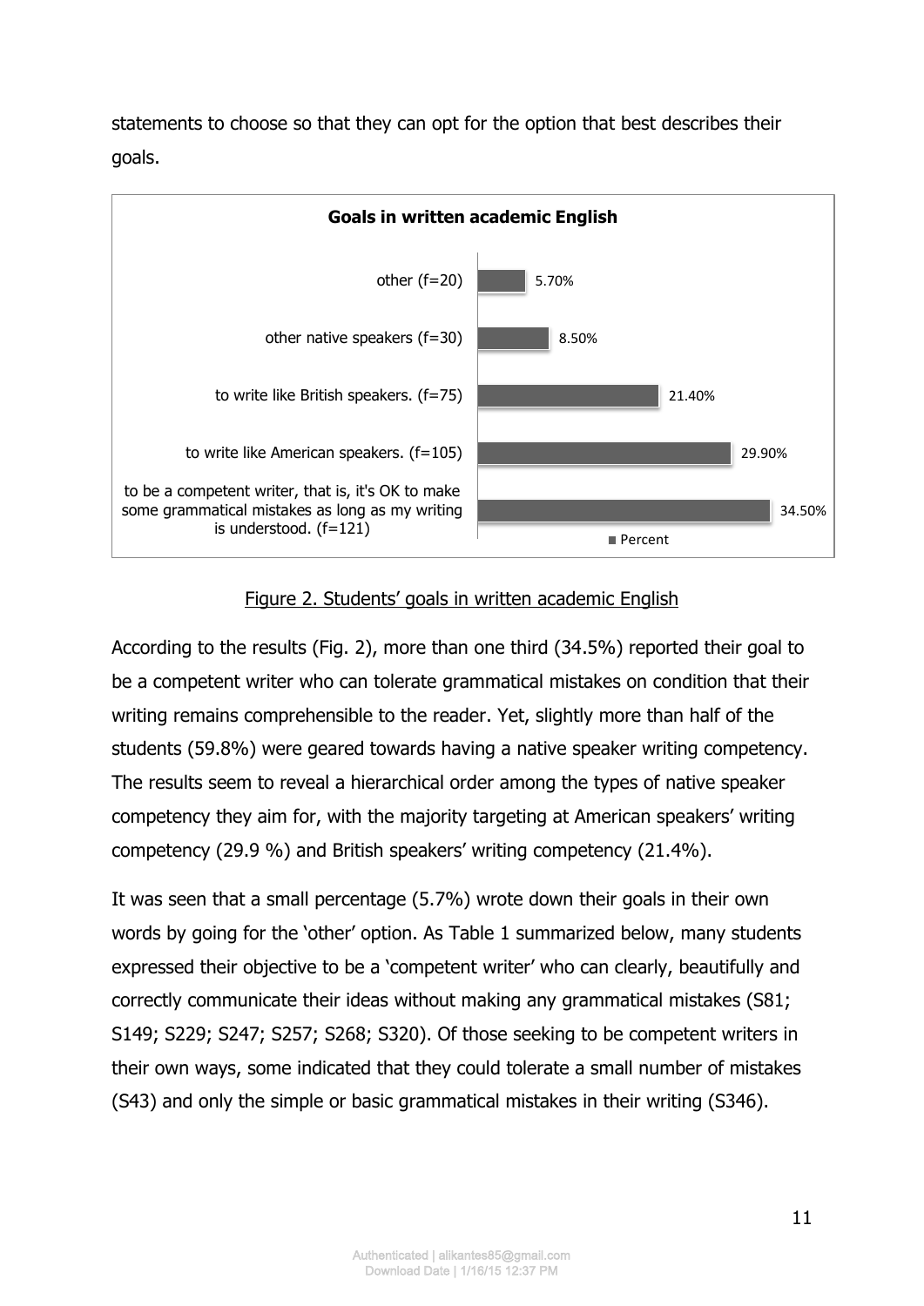statements to choose so that they can opt for the option that best describes their goals.

**Goals in written academic English**

| Goal | Percent |
|---|---|
| other (f=20) | 5.70% |
| other native speakers (f=30) | 8.50% |
| to write like British speakers. (f=75) | 21.40% |
| to write like American speakers. (f=105) | 29.90% |
| to be a competent writer, that is, it's OK to make some grammatical mistakes as long as my writing is understood. (f=121) | 34.50% |

Figure 2. Students' goals in written academic English

According to the results (Fig. 2), more than one third (34.5%) reported their goal to be a competent writer who can tolerate grammatical mistakes on condition that their writing remains comprehensible to the reader. Yet, slightly more than half of the students (59.8%) were geared towards having a native speaker writing competency. The results seem to reveal a hierarchical order among the types of native speaker competency they aim for, with the majority targeting at American speakers' writing competency (29.9 %) and British speakers' writing competency (21.4%).

It was seen that a small percentage (5.7%) wrote down their goals in their own words by going for the 'other' option. As Table 1 summarized below, many students expressed their objective to be a 'competent writer' who can clearly, beautifully and correctly communicate their ideas without making any grammatical mistakes (S81; S149; S229; S247; S257; S268; S320). Of those seeking to be competent writers in their own ways, some indicated that they could tolerate a small number of mistakes (S43) and only the simple or basic grammatical mistakes in their writing (S346).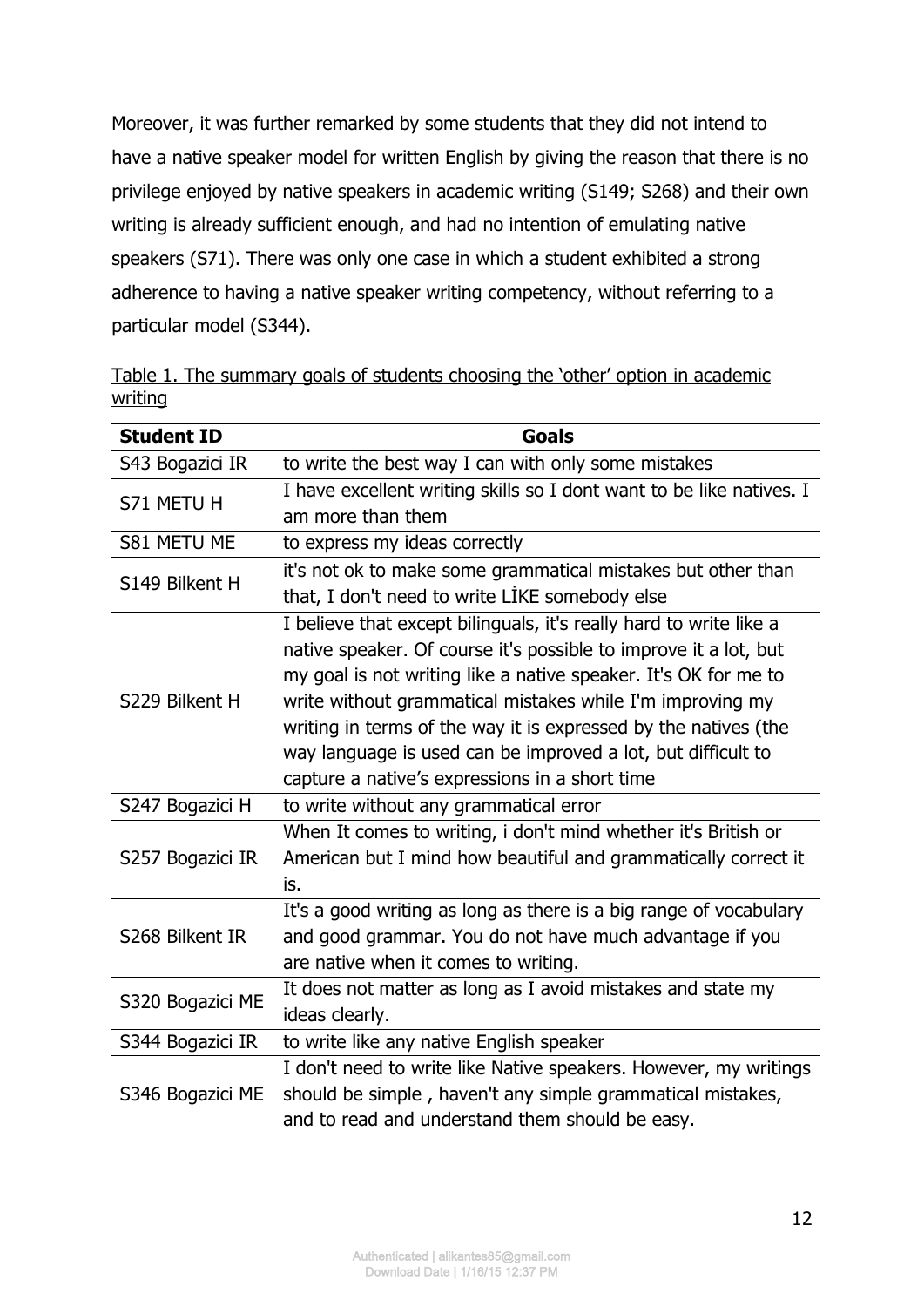Moreover, it was further remarked by some students that they did not intend to have a native speaker model for written English by giving the reason that there is no privilege enjoyed by native speakers in academic writing (S149; S268) and their own writing is already sufficient enough, and had no intention of emulating native speakers (S71). There was only one case in which a student exhibited a strong adherence to having a native speaker writing competency, without referring to a particular model (S344).

Table 1. The summary goals of students choosing the 'other' option in academic writing

| **Student ID** | **Goals** |
| --- | --- |
| S43 Bogazici IR | to write the best way I can with only some mistakes |
| S71 METU H | I have excellent writing skills so I dont want to be like natives. I am more than them |
| S81 METU ME | to express my ideas correctly |
| S149 Bilkent H | it's not ok to make some grammatical mistakes but other than that, I don't need to write LİKE somebody else |
| S229 Bilkent H | I believe that except bilinguals, it's really hard to write like a native speaker. Of course it's possible to improve it a lot, but my goal is not writing like a native speaker. It's OK for me to write without grammatical mistakes while I'm improving my writing in terms of the way it is expressed by the natives (the way language is used can be improved a lot, but difficult to capture a native's expressions in a short time |
| S247 Bogazici H | to write without any grammatical error |
| S257 Bogazici IR | When It comes to writing, i don't mind whether it's British or American but I mind how beautiful and grammatically correct it is. |
| S268 Bilkent IR | It's a good writing as long as there is a big range of vocabulary and good grammar. You do not have much advantage if you are native when it comes to writing. |
| S320 Bogazici ME | It does not matter as long as I avoid mistakes and state my ideas clearly. |
| S344 Bogazici IR | to write like any native English speaker |
| S346 Bogazici ME | I don't need to write like Native speakers. However, my writings should be simple , haven't any simple grammatical mistakes, and to read and understand them should be easy. |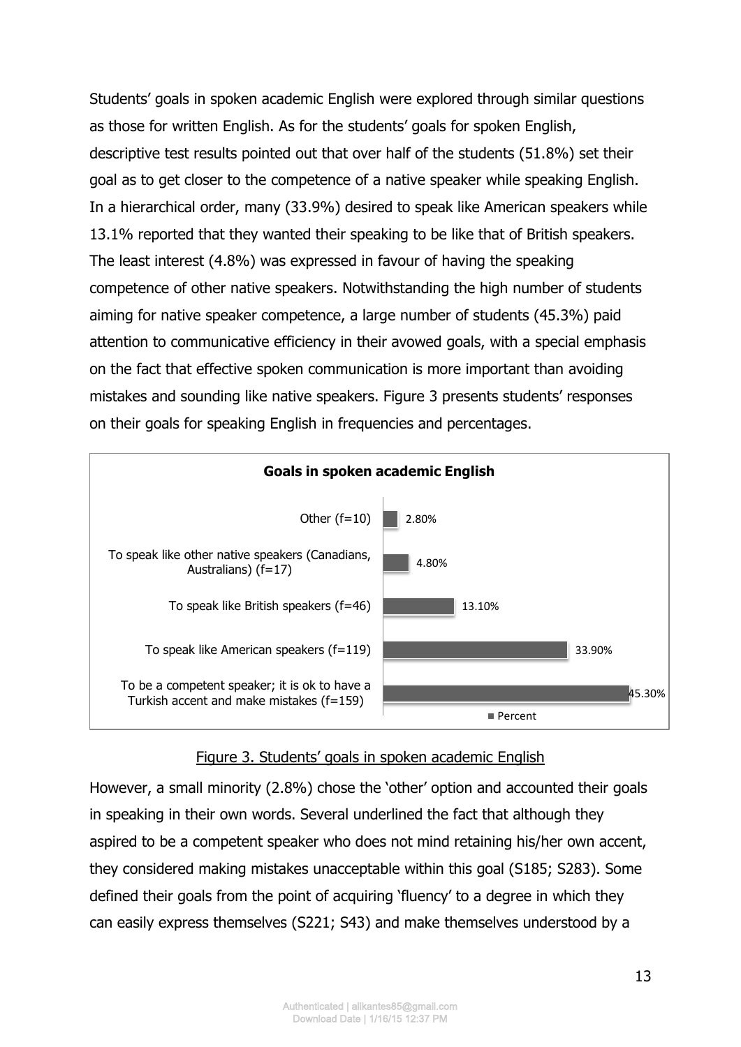Students' goals in spoken academic English were explored through similar questions as those for written English. As for the students' goals for spoken English, descriptive test results pointed out that over half of the students (51.8%) set their goal as to get closer to the competence of a native speaker while speaking English. In a hierarchical order, many (33.9%) desired to speak like American speakers while 13.1% reported that they wanted their speaking to be like that of British speakers. The least interest (4.8%) was expressed in favour of having the speaking competence of other native speakers. Notwithstanding the high number of students aiming for native speaker competence, a large number of students (45.3%) paid attention to communicative efficiency in their avowed goals, with a special emphasis on the fact that effective spoken communication is more important than avoiding mistakes and sounding like native speakers. Figure 3 presents students' responses on their goals for speaking English in frequencies and percentages.

**Goals in spoken academic English**

| Goal | Percent |
| --- | --- |
| Other (f=10) | 2.80% |
| To speak like other native speakers (Canadians, Australians) (f=17) | 4.80% |
| To speak like British speakers (f=46) | 13.10% |
| To speak like American speakers (f=119) | 33.90% |
| To be a competent speaker; it is ok to have a Turkish accent and make mistakes (f=159) | 45.30% |

Figure 3. Students' goals in spoken academic English

However, a small minority (2.8%) chose the 'other' option and accounted their goals in speaking in their own words. Several underlined the fact that although they aspired to be a competent speaker who does not mind retaining his/her own accent, they considered making mistakes unacceptable within this goal (S185; S283). Some defined their goals from the point of acquiring 'fluency' to a degree in which they can easily express themselves (S221; S43) and make themselves understood by a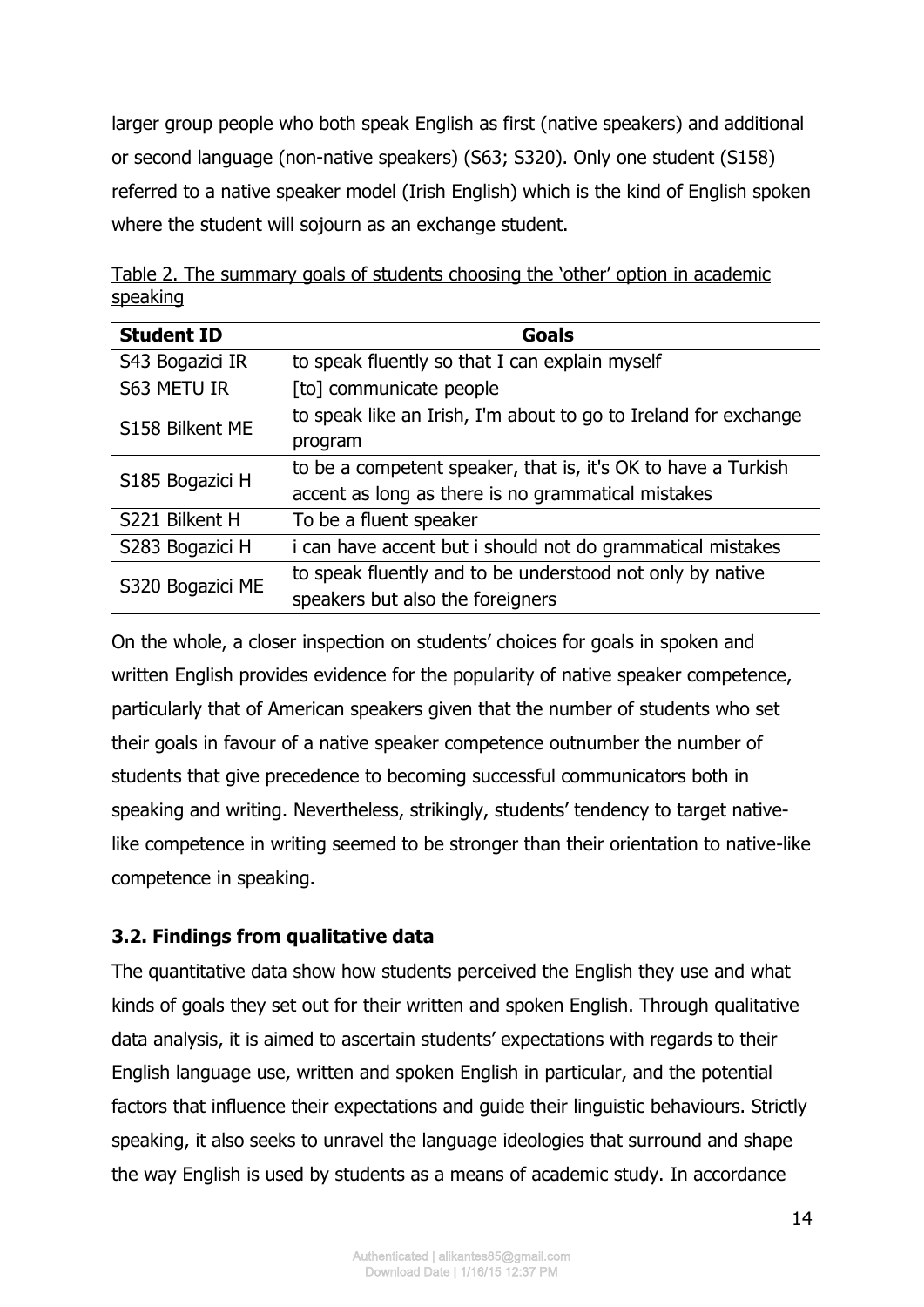larger group people who both speak English as first (native speakers) and additional or second language (non-native speakers) (S63; S320). Only one student (S158) referred to a native speaker model (Irish English) which is the kind of English spoken where the student will sojourn as an exchange student.

Table 2. The summary goals of students choosing the 'other' option in academic speaking

| Student ID | Goals |
|---|---|
| S43 Bogazici IR | to speak fluently so that I can explain myself |
| S63 METU IR | [to] communicate people |
| S158 Bilkent ME | to speak like an Irish, I'm about to go to Ireland for exchange program |
| S185 Bogazici H | to be a competent speaker, that is, it's OK to have a Turkish accent as long as there is no grammatical mistakes |
| S221 Bilkent H | To be a fluent speaker |
| S283 Bogazici H | i can have accent but i should not do grammatical mistakes |
| S320 Bogazici ME | to speak fluently and to be understood not only by native speakers but also the foreigners |

On the whole, a closer inspection on students' choices for goals in spoken and written English provides evidence for the popularity of native speaker competence, particularly that of American speakers given that the number of students who set their goals in favour of a native speaker competence outnumber the number of students that give precedence to becoming successful communicators both in speaking and writing. Nevertheless, strikingly, students' tendency to target native-like competence in writing seemed to be stronger than their orientation to native-like competence in speaking.

### 3.2. Findings from qualitative data

The quantitative data show how students perceived the English they use and what kinds of goals they set out for their written and spoken English. Through qualitative data analysis, it is aimed to ascertain students' expectations with regards to their English language use, written and spoken English in particular, and the potential factors that influence their expectations and guide their linguistic behaviours. Strictly speaking, it also seeks to unravel the language ideologies that surround and shape the way English is used by students as a means of academic study. In accordance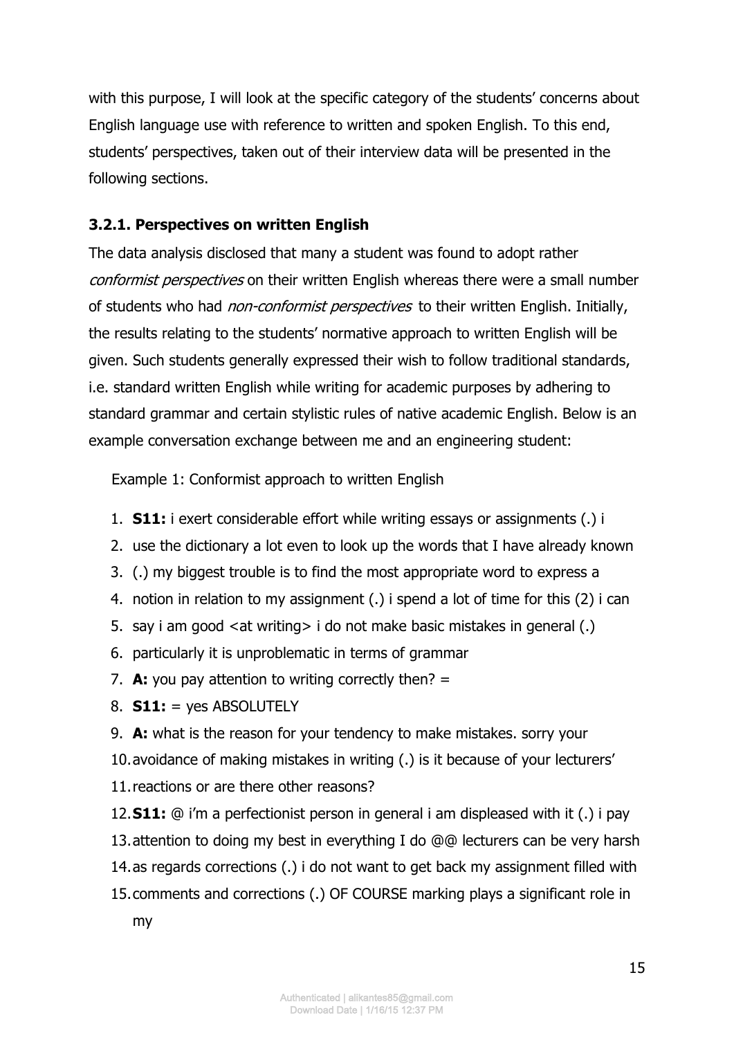with this purpose, I will look at the specific category of the students' concerns about English language use with reference to written and spoken English. To this end, students' perspectives, taken out of their interview data will be presented in the following sections.

### 3.2.1. Perspectives on written English

The data analysis disclosed that many a student was found to adopt rather *conformist perspectives* on their written English whereas there were a small number of students who had *non-conformist perspectives* to their written English. Initially, the results relating to the students' normative approach to written English will be given. Such students generally expressed their wish to follow traditional standards, i.e. standard written English while writing for academic purposes by adhering to standard grammar and certain stylistic rules of native academic English. Below is an example conversation exchange between me and an engineering student:

Example 1: Conformist approach to written English

1. **S11:** i exert considerable effort while writing essays or assignments (.) i
2. use the dictionary a lot even to look up the words that I have already known
3. (.) my biggest trouble is to find the most appropriate word to express a
4. notion in relation to my assignment (.) i spend a lot of time for this (2) i can
5. say i am good <at writing> i do not make basic mistakes in general (.)
6. particularly it is unproblematic in terms of grammar
7. **A:** you pay attention to writing correctly then? =
8. **S11:** = yes ABSOLUTELY
9. **A:** what is the reason for your tendency to make mistakes. sorry your
10. avoidance of making mistakes in writing (.) is it because of your lecturers'
11. reactions or are there other reasons?
12. **S11:** @ i'm a perfectionist person in general i am displeased with it (.) i pay
13. attention to doing my best in everything I do @@ lecturers can be very harsh
14. as regards corrections (.) i do not want to get back my assignment filled with
15. comments and corrections (.) OF COURSE marking plays a significant role in my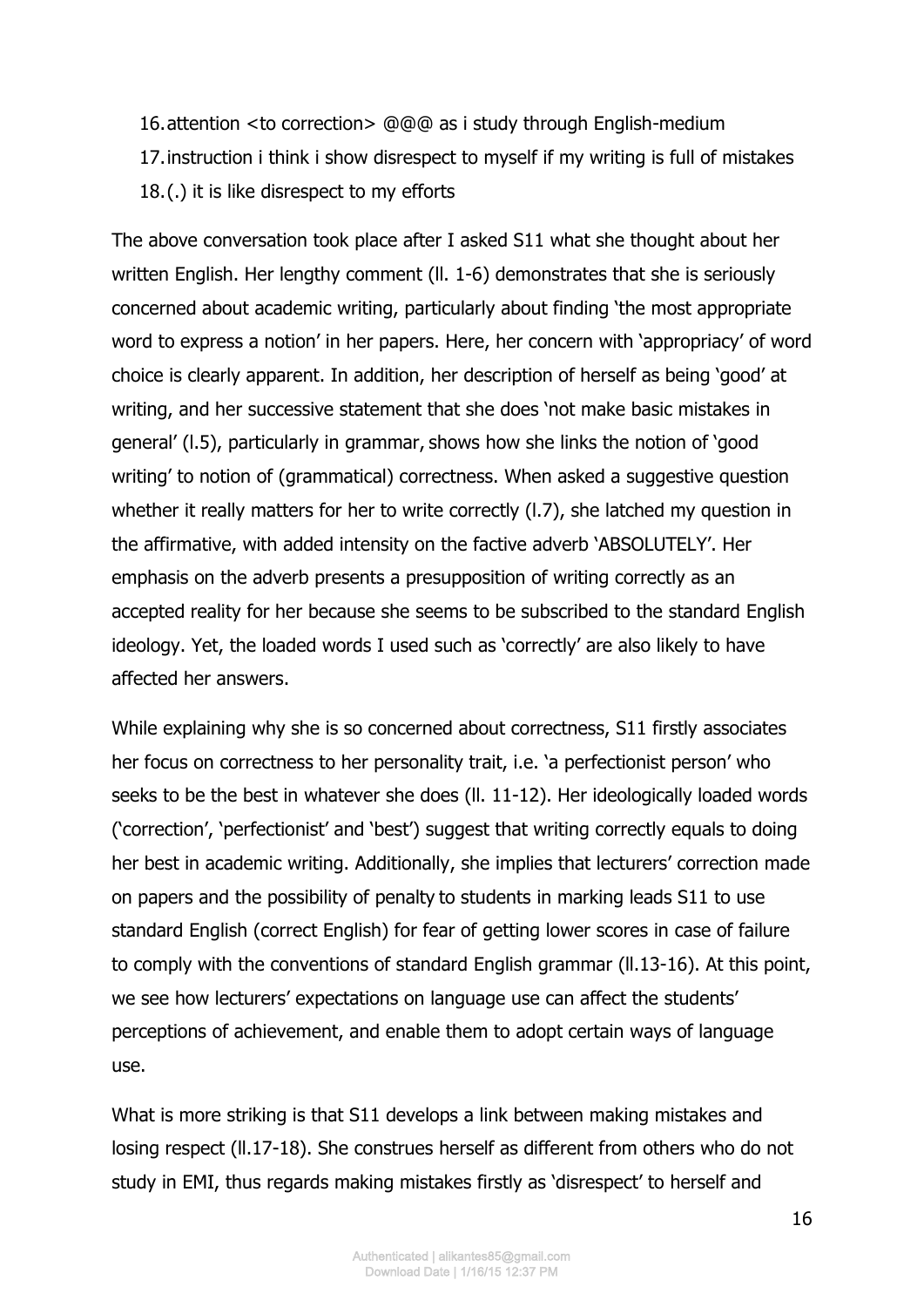16. attention <to correction> @@@ as i study through English-medium
17. instruction i think i show disrespect to myself if my writing is full of mistakes
18. (.) it is like disrespect to my efforts

The above conversation took place after I asked S11 what she thought about her written English. Her lengthy comment (ll. 1-6) demonstrates that she is seriously concerned about academic writing, particularly about finding 'the most appropriate word to express a notion' in her papers. Here, her concern with 'appropriacy' of word choice is clearly apparent. In addition, her description of herself as being 'good' at writing, and her successive statement that she does 'not make basic mistakes in general' (l.5), particularly in grammar, shows how she links the notion of 'good writing' to notion of (grammatical) correctness. When asked a suggestive question whether it really matters for her to write correctly (l.7), she latched my question in the affirmative, with added intensity on the factive adverb 'ABSOLUTELY'. Her emphasis on the adverb presents a presupposition of writing correctly as an accepted reality for her because she seems to be subscribed to the standard English ideology. Yet, the loaded words I used such as 'correctly' are also likely to have affected her answers.

While explaining why she is so concerned about correctness, S11 firstly associates her focus on correctness to her personality trait, i.e. 'a perfectionist person' who seeks to be the best in whatever she does (ll. 11-12). Her ideologically loaded words ('correction', 'perfectionist' and 'best') suggest that writing correctly equals to doing her best in academic writing. Additionally, she implies that lecturers' correction made on papers and the possibility of penalty to students in marking leads S11 to use standard English (correct English) for fear of getting lower scores in case of failure to comply with the conventions of standard English grammar (ll.13-16). At this point, we see how lecturers' expectations on language use can affect the students' perceptions of achievement, and enable them to adopt certain ways of language use.

What is more striking is that S11 develops a link between making mistakes and losing respect (ll.17-18). She construes herself as different from others who do not study in EMI, thus regards making mistakes firstly as 'disrespect' to herself and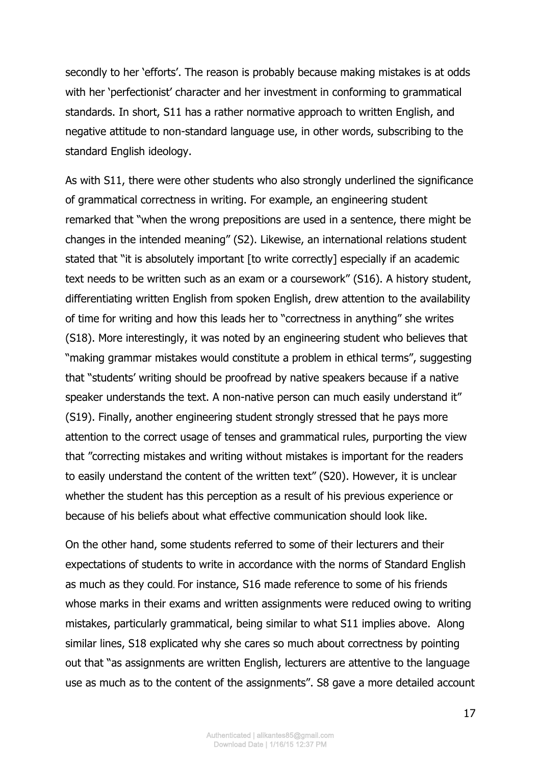secondly to her 'efforts'. The reason is probably because making mistakes is at odds with her 'perfectionist' character and her investment in conforming to grammatical standards. In short, S11 has a rather normative approach to written English, and negative attitude to non-standard language use, in other words, subscribing to the standard English ideology.

As with S11, there were other students who also strongly underlined the significance of grammatical correctness in writing. For example, an engineering student remarked that "when the wrong prepositions are used in a sentence, there might be changes in the intended meaning" (S2). Likewise, an international relations student stated that "it is absolutely important [to write correctly] especially if an academic text needs to be written such as an exam or a coursework" (S16). A history student, differentiating written English from spoken English, drew attention to the availability of time for writing and how this leads her to "correctness in anything" she writes (S18). More interestingly, it was noted by an engineering student who believes that "making grammar mistakes would constitute a problem in ethical terms", suggesting that "students' writing should be proofread by native speakers because if a native speaker understands the text. A non-native person can much easily understand it" (S19). Finally, another engineering student strongly stressed that he pays more attention to the correct usage of tenses and grammatical rules, purporting the view that "correcting mistakes and writing without mistakes is important for the readers to easily understand the content of the written text" (S20). However, it is unclear whether the student has this perception as a result of his previous experience or because of his beliefs about what effective communication should look like.

On the other hand, some students referred to some of their lecturers and their expectations of students to write in accordance with the norms of Standard English as much as they could. For instance, S16 made reference to some of his friends whose marks in their exams and written assignments were reduced owing to writing mistakes, particularly grammatical, being similar to what S11 implies above. Along similar lines, S18 explicated why she cares so much about correctness by pointing out that "as assignments are written English, lecturers are attentive to the language use as much as to the content of the assignments". S8 gave a more detailed account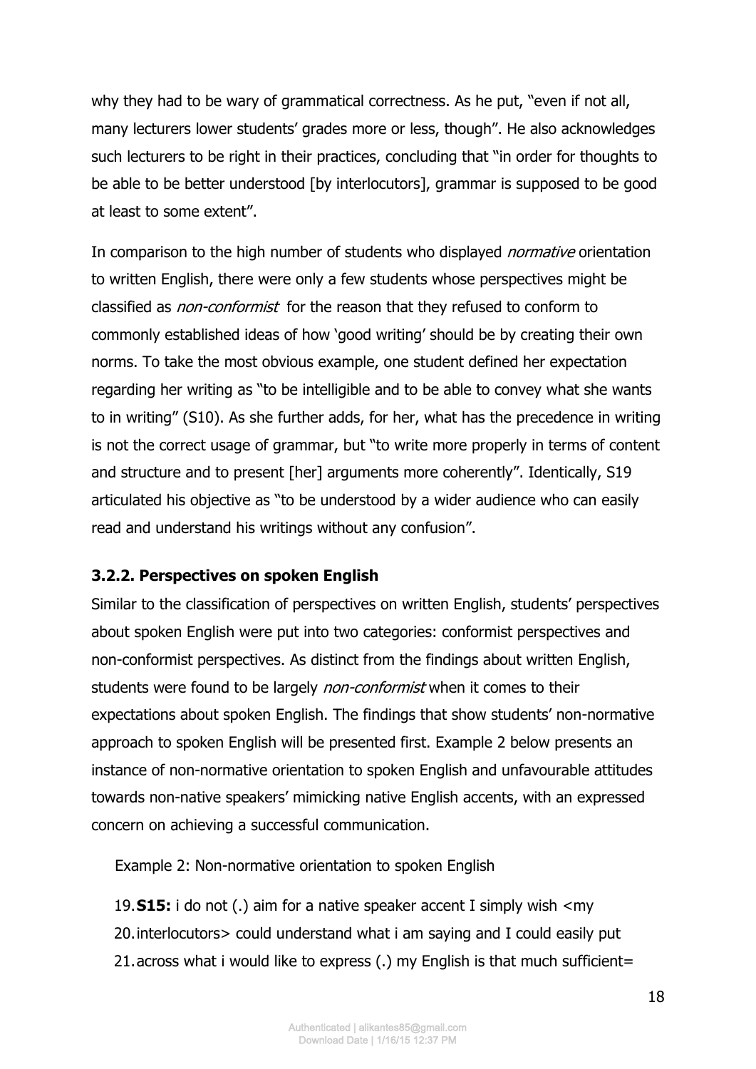why they had to be wary of grammatical correctness. As he put, "even if not all, many lecturers lower students' grades more or less, though". He also acknowledges such lecturers to be right in their practices, concluding that "in order for thoughts to be able to be better understood [by interlocutors], grammar is supposed to be good at least to some extent".

In comparison to the high number of students who displayed *normative* orientation to written English, there were only a few students whose perspectives might be classified as *non-conformist* for the reason that they refused to conform to commonly established ideas of how 'good writing' should be by creating their own norms. To take the most obvious example, one student defined her expectation regarding her writing as "to be intelligible and to be able to convey what she wants to in writing" (S10). As she further adds, for her, what has the precedence in writing is not the correct usage of grammar, but "to write more properly in terms of content and structure and to present [her] arguments more coherently". Identically, S19 articulated his objective as "to be understood by a wider audience who can easily read and understand his writings without any confusion".

### 3.2.2. Perspectives on spoken English

Similar to the classification of perspectives on written English, students' perspectives about spoken English were put into two categories: conformist perspectives and non-conformist perspectives. As distinct from the findings about written English, students were found to be largely *non-conformist* when it comes to their expectations about spoken English. The findings that show students' non-normative approach to spoken English will be presented first. Example 2 below presents an instance of non-normative orientation to spoken English and unfavourable attitudes towards non-native speakers' mimicking native English accents, with an expressed concern on achieving a successful communication.

Example 2: Non-normative orientation to spoken English

19. **S15:** i do not (.) aim for a native speaker accent I simply wish <my
20. interlocutors> could understand what i am saying and I could easily put
21. across what i would like to express (.) my English is that much sufficient=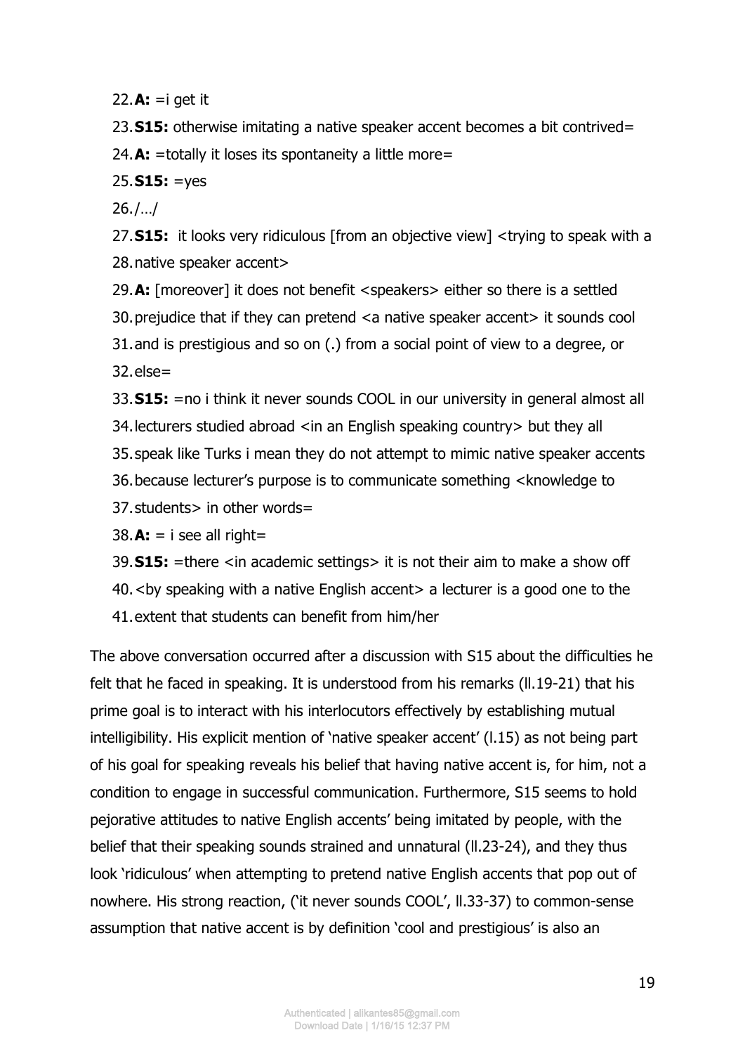22. **A:** =i get it
23. **S15:** otherwise imitating a native speaker accent becomes a bit contrived=
24. **A:** =totally it loses its spontaneity a little more=
25. **S15:** =yes
26. /…/
27. **S15:** it looks very ridiculous [from an objective view] <trying to speak with a
28. native speaker accent>
29. **A:** [moreover] it does not benefit <speakers> either so there is a settled
30. prejudice that if they can pretend <a native speaker accent> it sounds cool
31. and is prestigious and so on (.) from a social point of view to a degree, or
32. else=
33. **S15:** =no i think it never sounds COOL in our university in general almost all
34. lecturers studied abroad <in an English speaking country> but they all
35. speak like Turks i mean they do not attempt to mimic native speaker accents
36. because lecturer's purpose is to communicate something <knowledge to
37. students> in other words=
38. **A:** = i see all right=
39. **S15:** =there <in academic settings> it is not their aim to make a show off
40. <by speaking with a native English accent> a lecturer is a good one to the
41. extent that students can benefit from him/her

The above conversation occurred after a discussion with S15 about the difficulties he felt that he faced in speaking. It is understood from his remarks (ll.19-21) that his prime goal is to interact with his interlocutors effectively by establishing mutual intelligibility. His explicit mention of 'native speaker accent' (l.15) as not being part of his goal for speaking reveals his belief that having native accent is, for him, not a condition to engage in successful communication. Furthermore, S15 seems to hold pejorative attitudes to native English accents' being imitated by people, with the belief that their speaking sounds strained and unnatural (ll.23-24), and they thus look 'ridiculous' when attempting to pretend native English accents that pop out of nowhere. His strong reaction, ('it never sounds COOL', ll.33-37) to common-sense assumption that native accent is by definition 'cool and prestigious' is also an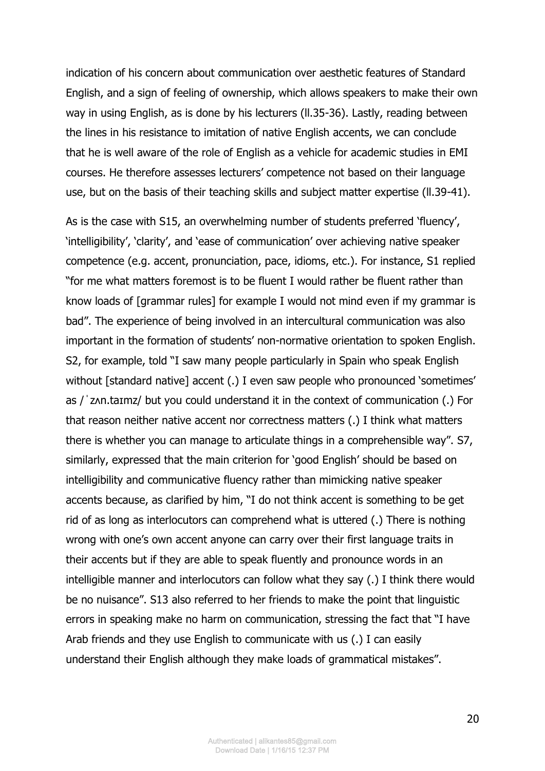indication of his concern about communication over aesthetic features of Standard English, and a sign of feeling of ownership, which allows speakers to make their own way in using English, as is done by his lecturers (ll.35-36). Lastly, reading between the lines in his resistance to imitation of native English accents, we can conclude that he is well aware of the role of English as a vehicle for academic studies in EMI courses. He therefore assesses lecturers' competence not based on their language use, but on the basis of their teaching skills and subject matter expertise (ll.39-41).

As is the case with S15, an overwhelming number of students preferred 'fluency', 'intelligibility', 'clarity', and 'ease of communication' over achieving native speaker competence (e.g. accent, pronunciation, pace, idioms, etc.). For instance, S1 replied "for me what matters foremost is to be fluent I would rather be fluent rather than know loads of [grammar rules] for example I would not mind even if my grammar is bad". The experience of being involved in an intercultural communication was also important in the formation of students' non-normative orientation to spoken English. S2, for example, told "I saw many people particularly in Spain who speak English without [standard native] accent (.) I even saw people who pronounced 'sometimes' as /ˈzʌn.taɪmz/ but you could understand it in the context of communication (.) For that reason neither native accent nor correctness matters (.) I think what matters there is whether you can manage to articulate things in a comprehensible way". S7, similarly, expressed that the main criterion for 'good English' should be based on intelligibility and communicative fluency rather than mimicking native speaker accents because, as clarified by him, "I do not think accent is something to be get rid of as long as interlocutors can comprehend what is uttered (.) There is nothing wrong with one's own accent anyone can carry over their first language traits in their accents but if they are able to speak fluently and pronounce words in an intelligible manner and interlocutors can follow what they say (.) I think there would be no nuisance". S13 also referred to her friends to make the point that linguistic errors in speaking make no harm on communication, stressing the fact that "I have Arab friends and they use English to communicate with us (.) I can easily understand their English although they make loads of grammatical mistakes".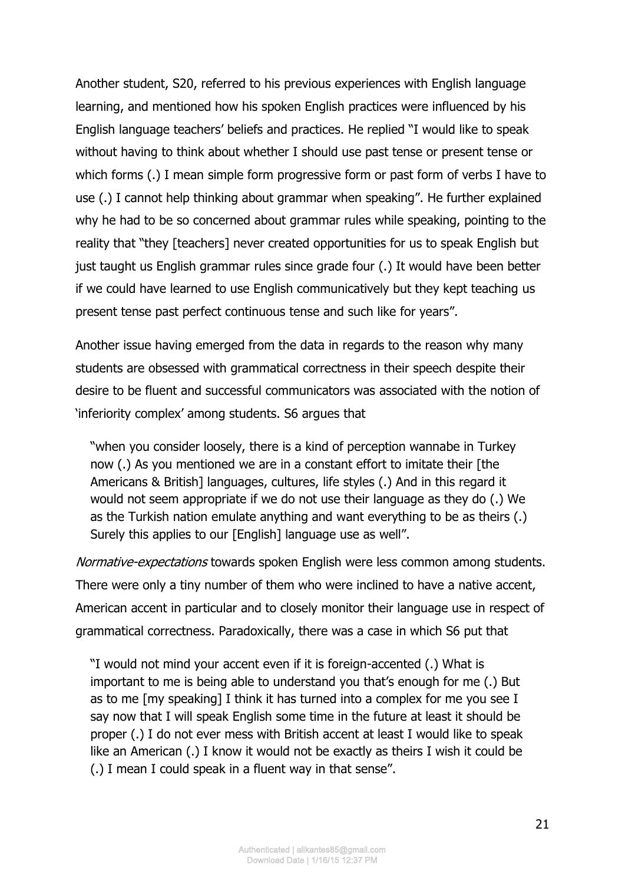Another student, S20, referred to his previous experiences with English language learning, and mentioned how his spoken English practices were influenced by his English language teachers' beliefs and practices. He replied "I would like to speak without having to think about whether I should use past tense or present tense or which forms (.) I mean simple form progressive form or past form of verbs I have to use (.) I cannot help thinking about grammar when speaking". He further explained why he had to be so concerned about grammar rules while speaking, pointing to the reality that "they [teachers] never created opportunities for us to speak English but just taught us English grammar rules since grade four (.) It would have been better if we could have learned to use English communicatively but they kept teaching us present tense past perfect continuous tense and such like for years".

Another issue having emerged from the data in regards to the reason why many students are obsessed with grammatical correctness in their speech despite their desire to be fluent and successful communicators was associated with the notion of 'inferiority complex' among students. S6 argues that

> "when you consider loosely, there is a kind of perception wannabe in Turkey now (.) As you mentioned we are in a constant effort to imitate their [the Americans & British] languages, cultures, life styles (.) And in this regard it would not seem appropriate if we do not use their language as they do (.) We as the Turkish nation emulate anything and want everything to be as theirs (.) Surely this applies to our [English] language use as well".

*Normative-expectations* towards spoken English were less common among students. There were only a tiny number of them who were inclined to have a native accent, American accent in particular and to closely monitor their language use in respect of grammatical correctness. Paradoxically, there was a case in which S6 put that

> "I would not mind your accent even if it is foreign-accented (.) What is important to me is being able to understand you that's enough for me (.) But as to me [my speaking] I think it has turned into a complex for me you see I say now that I will speak English some time in the future at least it should be proper (.) I do not ever mess with British accent at least I would like to speak like an American (.) I know it would not be exactly as theirs I wish it could be (.) I mean I could speak in a fluent way in that sense".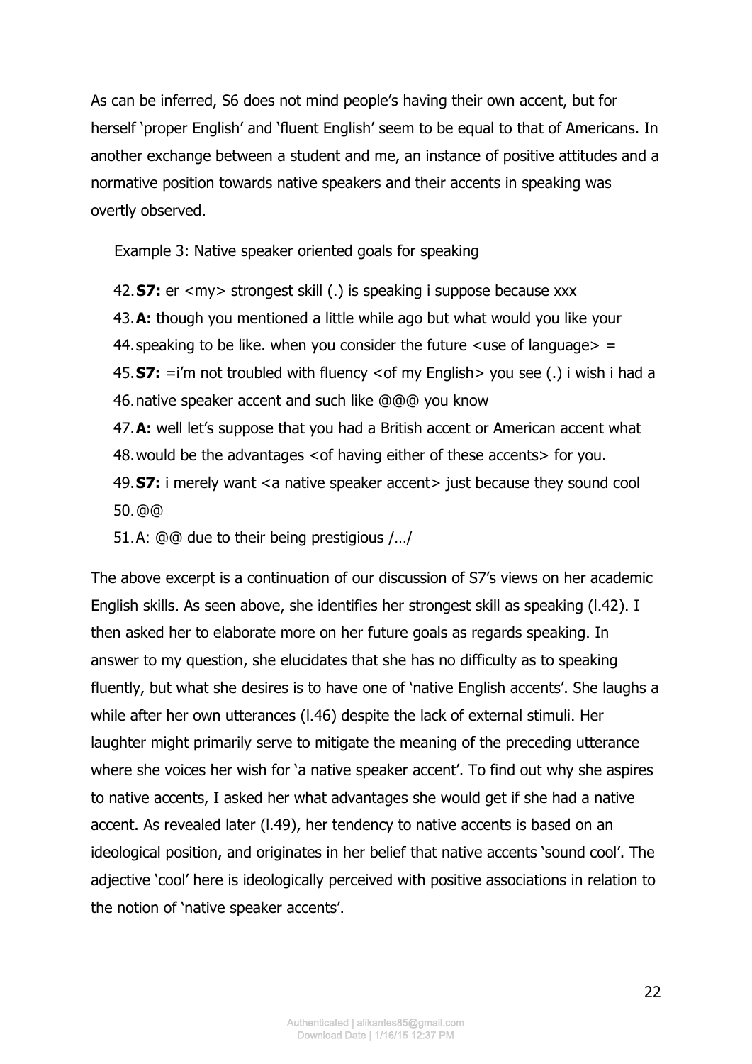As can be inferred, S6 does not mind people's having their own accent, but for herself 'proper English' and 'fluent English' seem to be equal to that of Americans. In another exchange between a student and me, an instance of positive attitudes and a normative position towards native speakers and their accents in speaking was overtly observed.

Example 3: Native speaker oriented goals for speaking

42. **S7:** er <my> strongest skill (.) is speaking i suppose because xxx
43. **A:** though you mentioned a little while ago but what would you like your
44. speaking to be like. when you consider the future <use of language> =
45. **S7:** =i'm not troubled with fluency <of my English> you see (.) i wish i had a
46. native speaker accent and such like @@@ you know
47. **A:** well let's suppose that you had a British accent or American accent what
48. would be the advantages <of having either of these accents> for you.
49. **S7:** i merely want <a native speaker accent> just because they sound cool
50. @@
51. A: @@ due to their being prestigious /…/

The above excerpt is a continuation of our discussion of S7's views on her academic English skills. As seen above, she identifies her strongest skill as speaking (l.42). I then asked her to elaborate more on her future goals as regards speaking. In answer to my question, she elucidates that she has no difficulty as to speaking fluently, but what she desires is to have one of 'native English accents'. She laughs a while after her own utterances (l.46) despite the lack of external stimuli. Her laughter might primarily serve to mitigate the meaning of the preceding utterance where she voices her wish for 'a native speaker accent'. To find out why she aspires to native accents, I asked her what advantages she would get if she had a native accent. As revealed later (l.49), her tendency to native accents is based on an ideological position, and originates in her belief that native accents 'sound cool'. The adjective 'cool' here is ideologically perceived with positive associations in relation to the notion of 'native speaker accents'.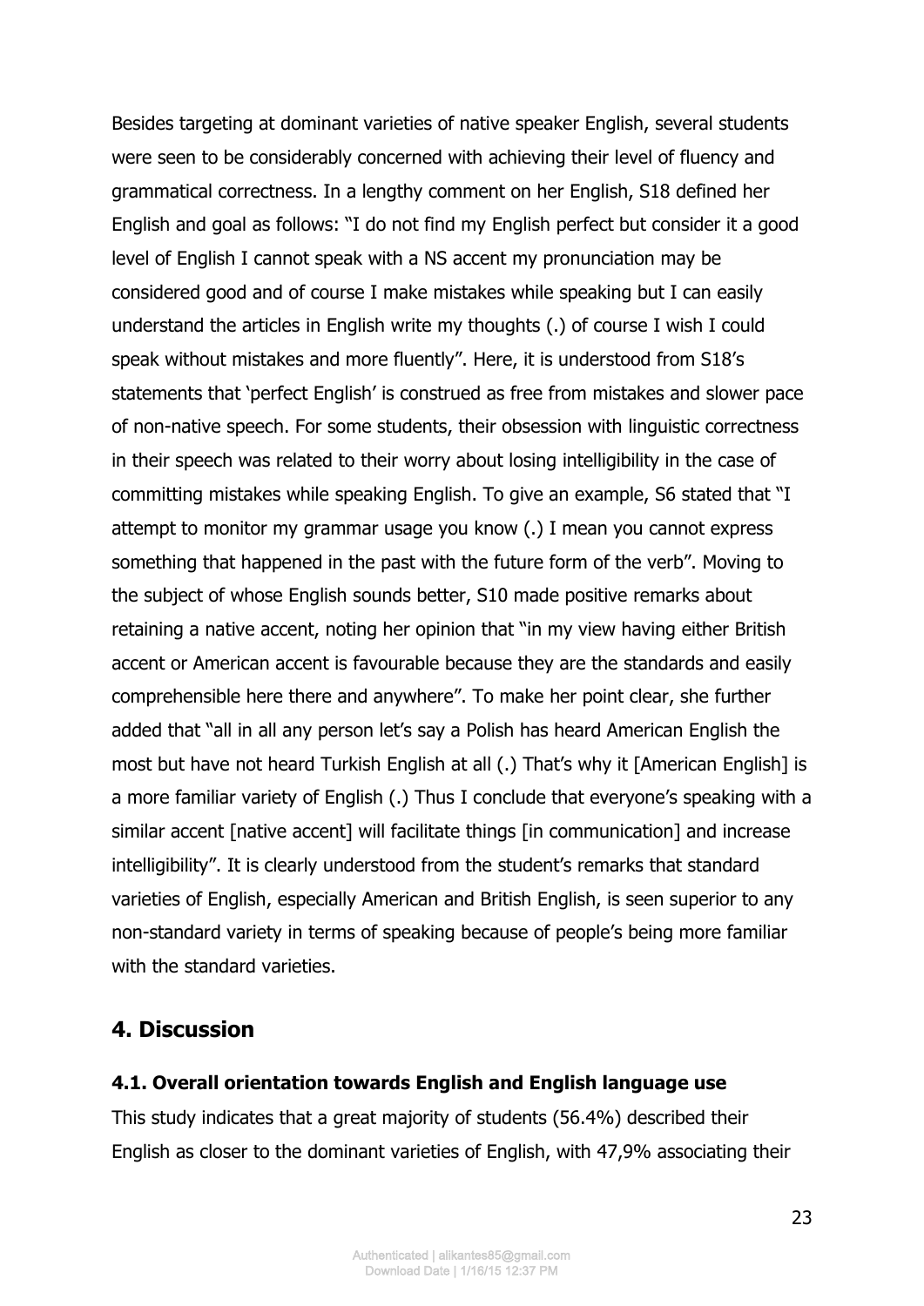Besides targeting at dominant varieties of native speaker English, several students were seen to be considerably concerned with achieving their level of fluency and grammatical correctness. In a lengthy comment on her English, S18 defined her English and goal as follows: "I do not find my English perfect but consider it a good level of English I cannot speak with a NS accent my pronunciation may be considered good and of course I make mistakes while speaking but I can easily understand the articles in English write my thoughts (.) of course I wish I could speak without mistakes and more fluently". Here, it is understood from S18's statements that 'perfect English' is construed as free from mistakes and slower pace of non-native speech. For some students, their obsession with linguistic correctness in their speech was related to their worry about losing intelligibility in the case of committing mistakes while speaking English. To give an example, S6 stated that "I attempt to monitor my grammar usage you know (.) I mean you cannot express something that happened in the past with the future form of the verb". Moving to the subject of whose English sounds better, S10 made positive remarks about retaining a native accent, noting her opinion that "in my view having either British accent or American accent is favourable because they are the standards and easily comprehensible here there and anywhere". To make her point clear, she further added that "all in all any person let's say a Polish has heard American English the most but have not heard Turkish English at all (.) That's why it [American English] is a more familiar variety of English (.) Thus I conclude that everyone's speaking with a similar accent [native accent] will facilitate things [in communication] and increase intelligibility". It is clearly understood from the student's remarks that standard varieties of English, especially American and British English, is seen superior to any non-standard variety in terms of speaking because of people's being more familiar with the standard varieties.

## 4. Discussion

### 4.1. Overall orientation towards English and English language use

This study indicates that a great majority of students (56.4%) described their English as closer to the dominant varieties of English, with 47,9% associating their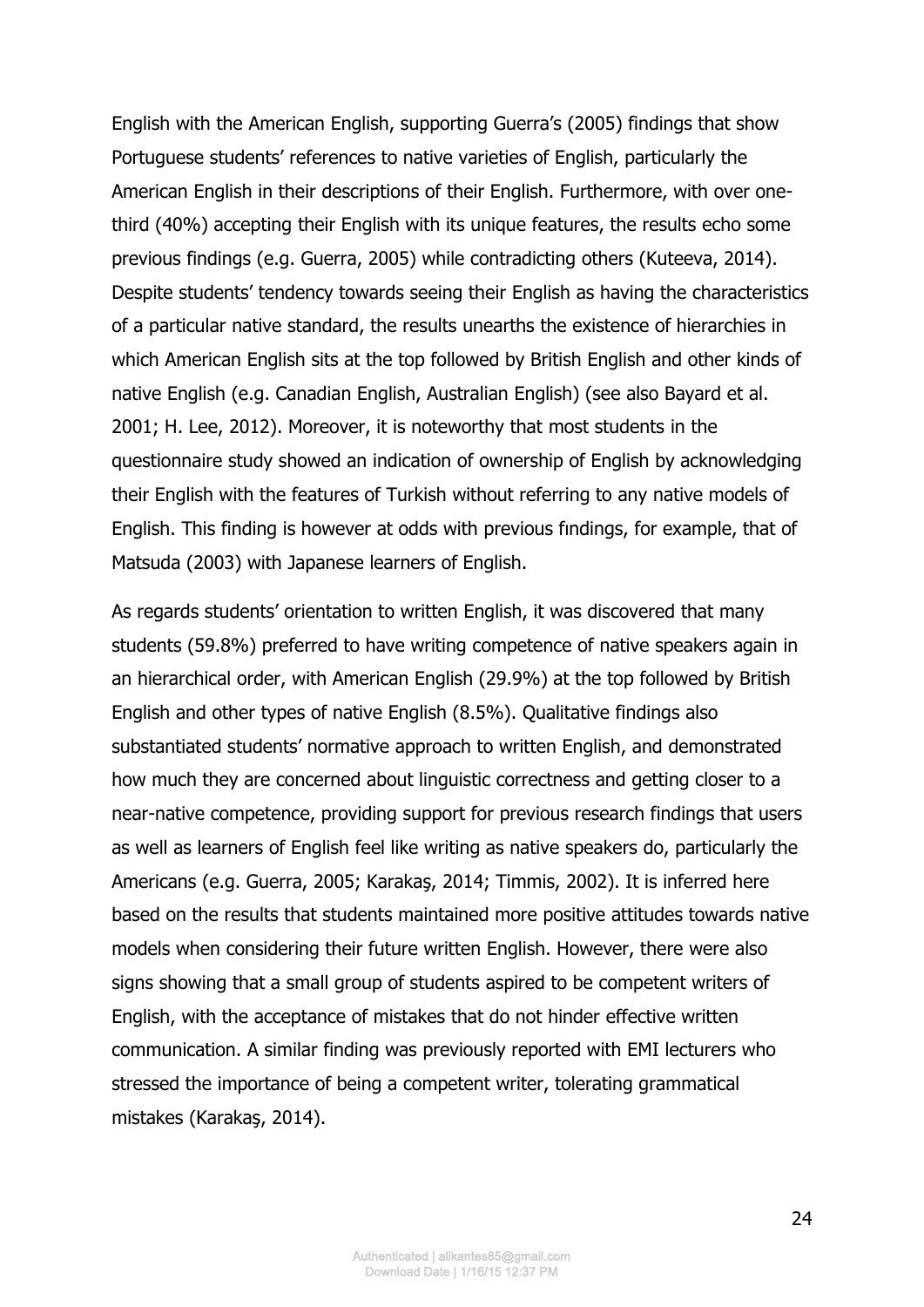English with the American English, supporting Guerra's (2005) findings that show Portuguese students' references to native varieties of English, particularly the American English in their descriptions of their English. Furthermore, with over one-third (40%) accepting their English with its unique features, the results echo some previous findings (e.g. Guerra, 2005) while contradicting others (Kuteeva, 2014). Despite students' tendency towards seeing their English as having the characteristics of a particular native standard, the results unearths the existence of hierarchies in which American English sits at the top followed by British English and other kinds of native English (e.g. Canadian English, Australian English) (see also Bayard et al. 2001; H. Lee, 2012). Moreover, it is noteworthy that most students in the questionnaire study showed an indication of ownership of English by acknowledging their English with the features of Turkish without referring to any native models of English. This finding is however at odds with previous fındings, for example, that of Matsuda (2003) with Japanese learners of English.

As regards students' orientation to written English, it was discovered that many students (59.8%) preferred to have writing competence of native speakers again in an hierarchical order, with American English (29.9%) at the top followed by British English and other types of native English (8.5%). Qualitative findings also substantiated students' normative approach to written English, and demonstrated how much they are concerned about linguistic correctness and getting closer to a near-native competence, providing support for previous research findings that users as well as learners of English feel like writing as native speakers do, particularly the Americans (e.g. Guerra, 2005; Karakaş, 2014; Timmis, 2002). It is inferred here based on the results that students maintained more positive attitudes towards native models when considering their future written English. However, there were also signs showing that a small group of students aspired to be competent writers of English, with the acceptance of mistakes that do not hinder effective written communication. A similar finding was previously reported with EMI lecturers who stressed the importance of being a competent writer, tolerating grammatical mistakes (Karakaş, 2014).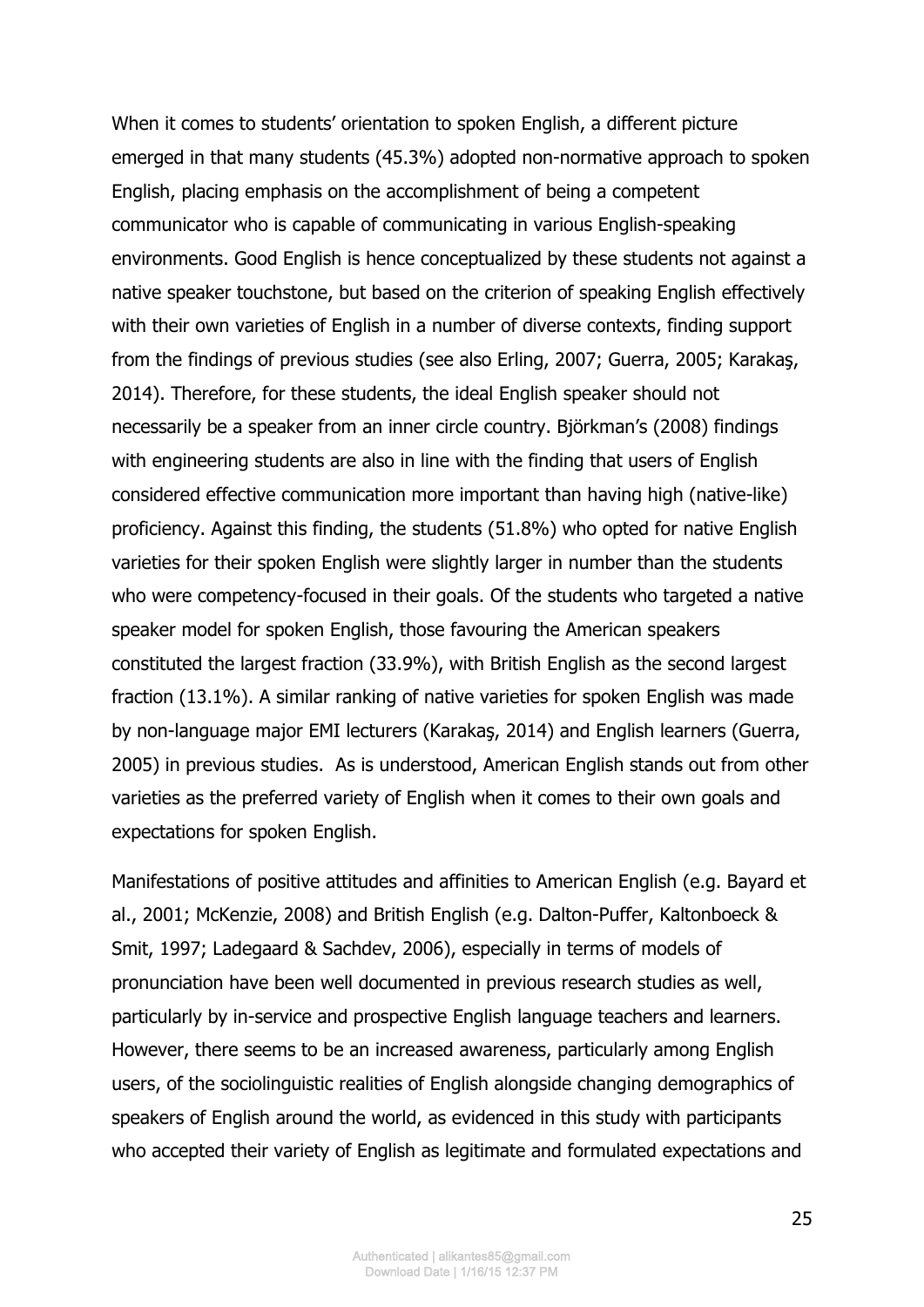When it comes to students' orientation to spoken English, a different picture emerged in that many students (45.3%) adopted non-normative approach to spoken English, placing emphasis on the accomplishment of being a competent communicator who is capable of communicating in various English-speaking environments. Good English is hence conceptualized by these students not against a native speaker touchstone, but based on the criterion of speaking English effectively with their own varieties of English in a number of diverse contexts, finding support from the findings of previous studies (see also Erling, 2007; Guerra, 2005; Karakaş, 2014). Therefore, for these students, the ideal English speaker should not necessarily be a speaker from an inner circle country. Björkman's (2008) findings with engineering students are also in line with the finding that users of English considered effective communication more important than having high (native-like) proficiency. Against this finding, the students (51.8%) who opted for native English varieties for their spoken English were slightly larger in number than the students who were competency-focused in their goals. Of the students who targeted a native speaker model for spoken English, those favouring the American speakers constituted the largest fraction (33.9%), with British English as the second largest fraction (13.1%). A similar ranking of native varieties for spoken English was made by non-language major EMI lecturers (Karakaş, 2014) and English learners (Guerra, 2005) in previous studies. As is understood, American English stands out from other varieties as the preferred variety of English when it comes to their own goals and expectations for spoken English.

Manifestations of positive attitudes and affinities to American English (e.g. Bayard et al., 2001; McKenzie, 2008) and British English (e.g. Dalton-Puffer, Kaltonboeck & Smit, 1997; Ladegaard & Sachdev, 2006), especially in terms of models of pronunciation have been well documented in previous research studies as well, particularly by in-service and prospective English language teachers and learners. However, there seems to be an increased awareness, particularly among English users, of the sociolinguistic realities of English alongside changing demographics of speakers of English around the world, as evidenced in this study with participants who accepted their variety of English as legitimate and formulated expectations and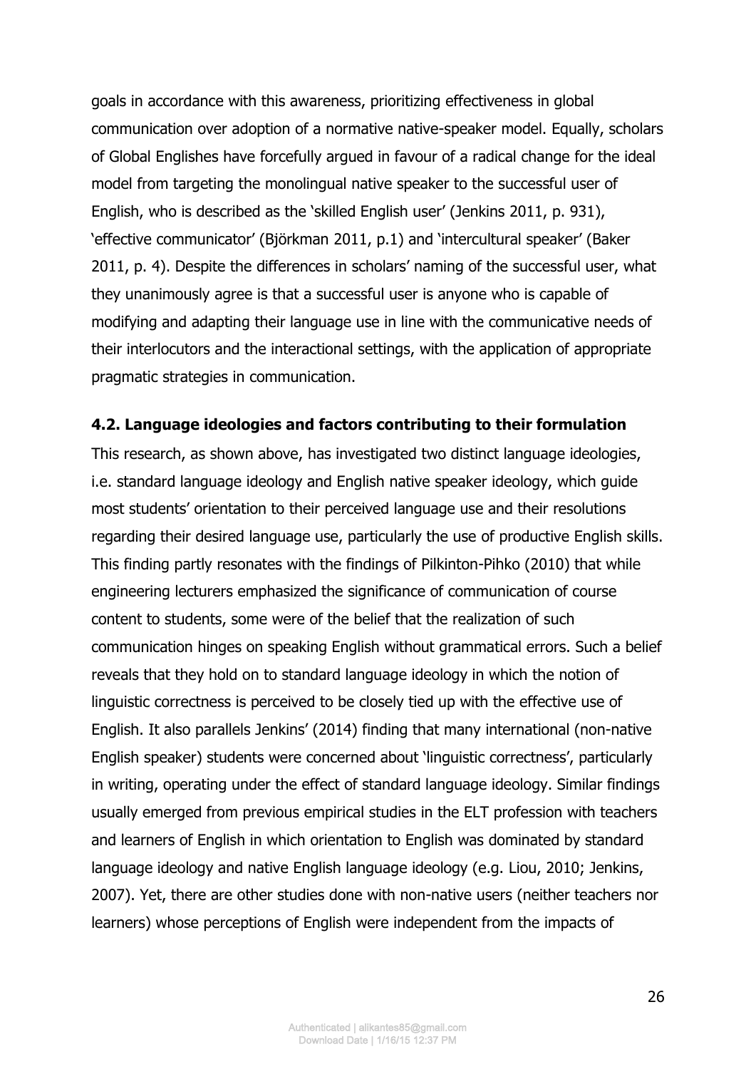goals in accordance with this awareness, prioritizing effectiveness in global communication over adoption of a normative native-speaker model. Equally, scholars of Global Englishes have forcefully argued in favour of a radical change for the ideal model from targeting the monolingual native speaker to the successful user of English, who is described as the 'skilled English user' (Jenkins 2011, p. 931), 'effective communicator' (Björkman 2011, p.1) and 'intercultural speaker' (Baker 2011, p. 4). Despite the differences in scholars' naming of the successful user, what they unanimously agree is that a successful user is anyone who is capable of modifying and adapting their language use in line with the communicative needs of their interlocutors and the interactional settings, with the application of appropriate pragmatic strategies in communication.

### 4.2. Language ideologies and factors contributing to their formulation

This research, as shown above, has investigated two distinct language ideologies, i.e. standard language ideology and English native speaker ideology, which guide most students' orientation to their perceived language use and their resolutions regarding their desired language use, particularly the use of productive English skills. This finding partly resonates with the findings of Pilkinton-Pihko (2010) that while engineering lecturers emphasized the significance of communication of course content to students, some were of the belief that the realization of such communication hinges on speaking English without grammatical errors. Such a belief reveals that they hold on to standard language ideology in which the notion of linguistic correctness is perceived to be closely tied up with the effective use of English. It also parallels Jenkins' (2014) finding that many international (non-native English speaker) students were concerned about 'linguistic correctness', particularly in writing, operating under the effect of standard language ideology. Similar findings usually emerged from previous empirical studies in the ELT profession with teachers and learners of English in which orientation to English was dominated by standard language ideology and native English language ideology (e.g. Liou, 2010; Jenkins, 2007). Yet, there are other studies done with non-native users (neither teachers nor learners) whose perceptions of English were independent from the impacts of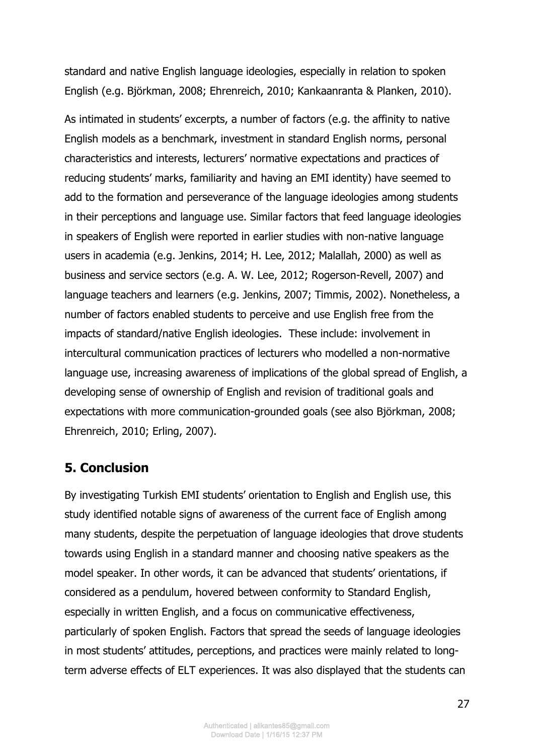standard and native English language ideologies, especially in relation to spoken English (e.g. Björkman, 2008; Ehrenreich, 2010; Kankaanranta & Planken, 2010).

As intimated in students' excerpts, a number of factors (e.g. the affinity to native English models as a benchmark, investment in standard English norms, personal characteristics and interests, lecturers' normative expectations and practices of reducing students' marks, familiarity and having an EMI identity) have seemed to add to the formation and perseverance of the language ideologies among students in their perceptions and language use. Similar factors that feed language ideologies in speakers of English were reported in earlier studies with non-native language users in academia (e.g. Jenkins, 2014; H. Lee, 2012; Malallah, 2000) as well as business and service sectors (e.g. A. W. Lee, 2012; Rogerson-Revell, 2007) and language teachers and learners (e.g. Jenkins, 2007; Timmis, 2002). Nonetheless, a number of factors enabled students to perceive and use English free from the impacts of standard/native English ideologies. These include: involvement in intercultural communication practices of lecturers who modelled a non-normative language use, increasing awareness of implications of the global spread of English, a developing sense of ownership of English and revision of traditional goals and expectations with more communication-grounded goals (see also Björkman, 2008; Ehrenreich, 2010; Erling, 2007).

## 5. Conclusion

By investigating Turkish EMI students' orientation to English and English use, this study identified notable signs of awareness of the current face of English among many students, despite the perpetuation of language ideologies that drove students towards using English in a standard manner and choosing native speakers as the model speaker. In other words, it can be advanced that students' orientations, if considered as a pendulum, hovered between conformity to Standard English, especially in written English, and a focus on communicative effectiveness, particularly of spoken English. Factors that spread the seeds of language ideologies in most students' attitudes, perceptions, and practices were mainly related to long-term adverse effects of ELT experiences. It was also displayed that the students can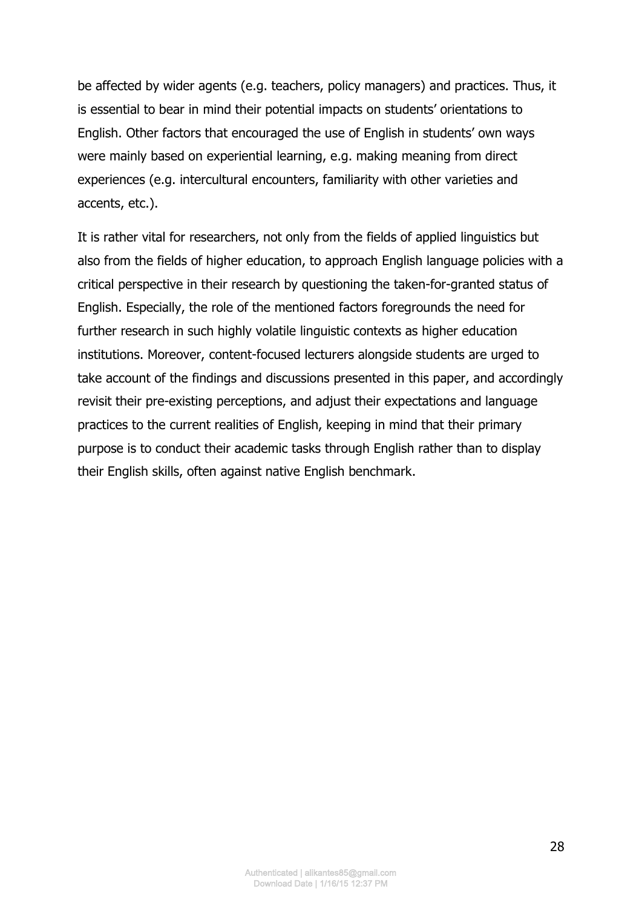be affected by wider agents (e.g. teachers, policy managers) and practices. Thus, it is essential to bear in mind their potential impacts on students' orientations to English. Other factors that encouraged the use of English in students' own ways were mainly based on experiential learning, e.g. making meaning from direct experiences (e.g. intercultural encounters, familiarity with other varieties and accents, etc.).

It is rather vital for researchers, not only from the fields of applied linguistics but also from the fields of higher education, to approach English language policies with a critical perspective in their research by questioning the taken-for-granted status of English. Especially, the role of the mentioned factors foregrounds the need for further research in such highly volatile linguistic contexts as higher education institutions. Moreover, content-focused lecturers alongside students are urged to take account of the findings and discussions presented in this paper, and accordingly revisit their pre-existing perceptions, and adjust their expectations and language practices to the current realities of English, keeping in mind that their primary purpose is to conduct their academic tasks through English rather than to display their English skills, often against native English benchmark.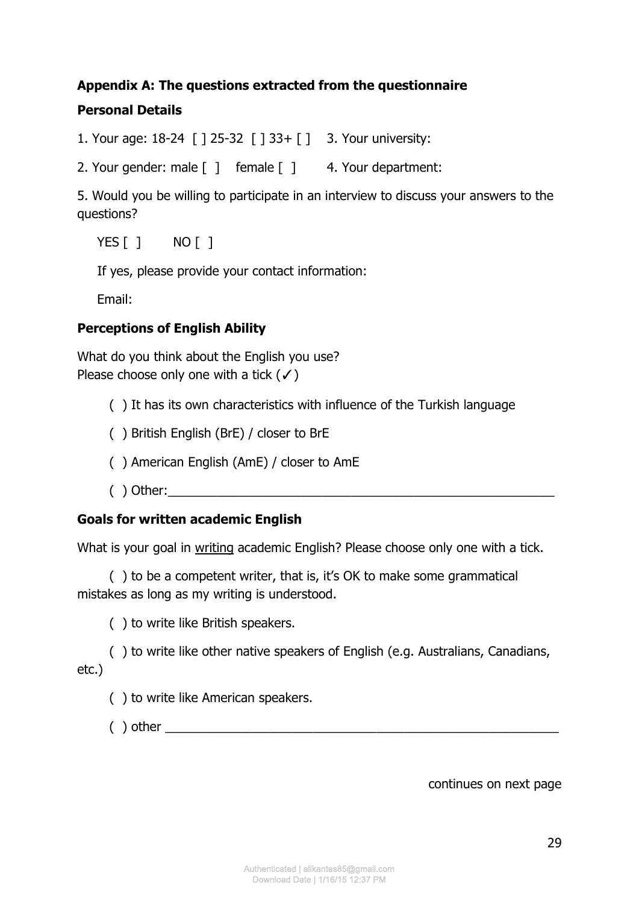**Appendix A: The questions extracted from the questionnaire**

**Personal Details**

1. Your age: 18-24 [ ] 25-32 [ ] 33+ [ ]
2. Your gender: male [ ] female [ ]
3. Your university:
4. Your department:
5. Would you be willing to participate in an interview to discuss your answers to the questions?

   YES [ ] NO [ ]

   If yes, please provide your contact information:

   Email:

**Perceptions of English Ability**

What do you think about the English you use?
Please choose only one with a tick (✓)

( ) It has its own characteristics with influence of the Turkish language

( ) British English (BrE) / closer to BrE

( ) American English (AmE) / closer to AmE

( ) Other:\_\_\_\_\_\_\_\_\_\_\_\_\_\_\_\_\_\_\_\_\_\_\_\_\_\_\_\_\_\_\_\_\_\_\_\_\_\_\_\_

**Goals for written academic English**

What is your goal in <u>writing</u> academic English? Please choose only one with a tick.

( ) to be a competent writer, that is, it's OK to make some grammatical mistakes as long as my writing is understood.

( ) to write like British speakers.

( ) to write like other native speakers of English (e.g. Australians, Canadians, etc.)

( ) to write like American speakers.

( ) other \_\_\_\_\_\_\_\_\_\_\_\_\_\_\_\_\_\_\_\_\_\_\_\_\_\_\_\_\_\_\_\_\_\_\_\_\_\_\_\_

continues on next page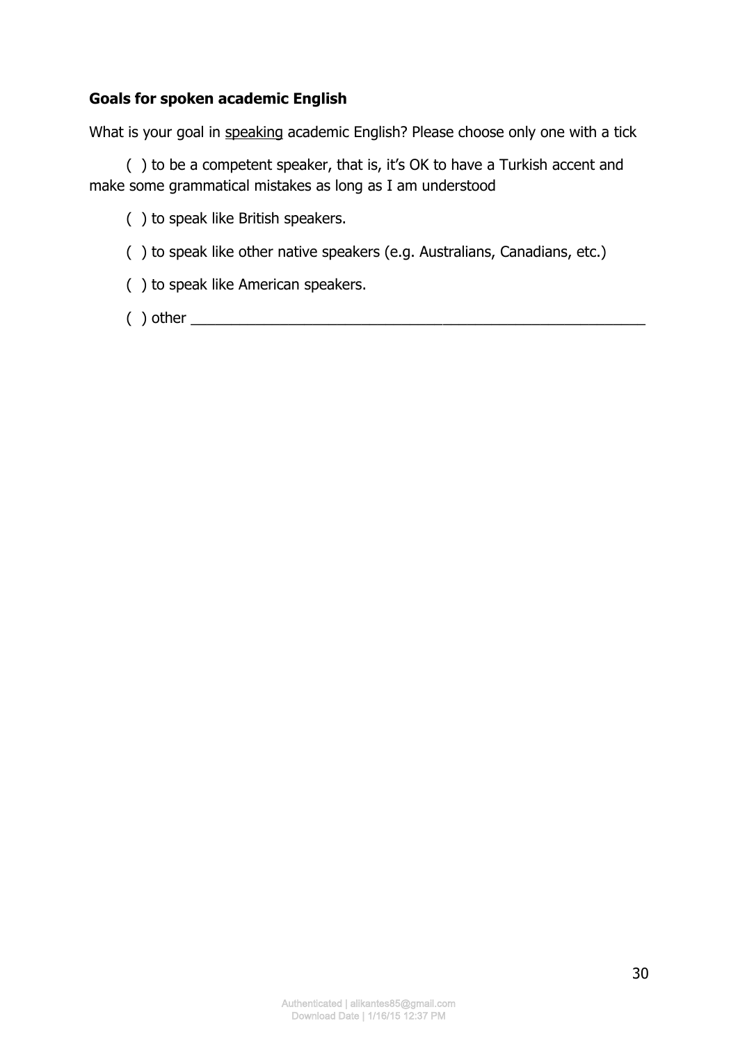**Goals for spoken academic English**

What is your goal in speaking academic English? Please choose only one with a tick

( ) to be a competent speaker, that is, it's OK to have a Turkish accent and make some grammatical mistakes as long as I am understood

( ) to speak like British speakers.

( ) to speak like other native speakers (e.g. Australians, Canadians, etc.)

( ) to speak like American speakers.

( ) other ___________________________________________________________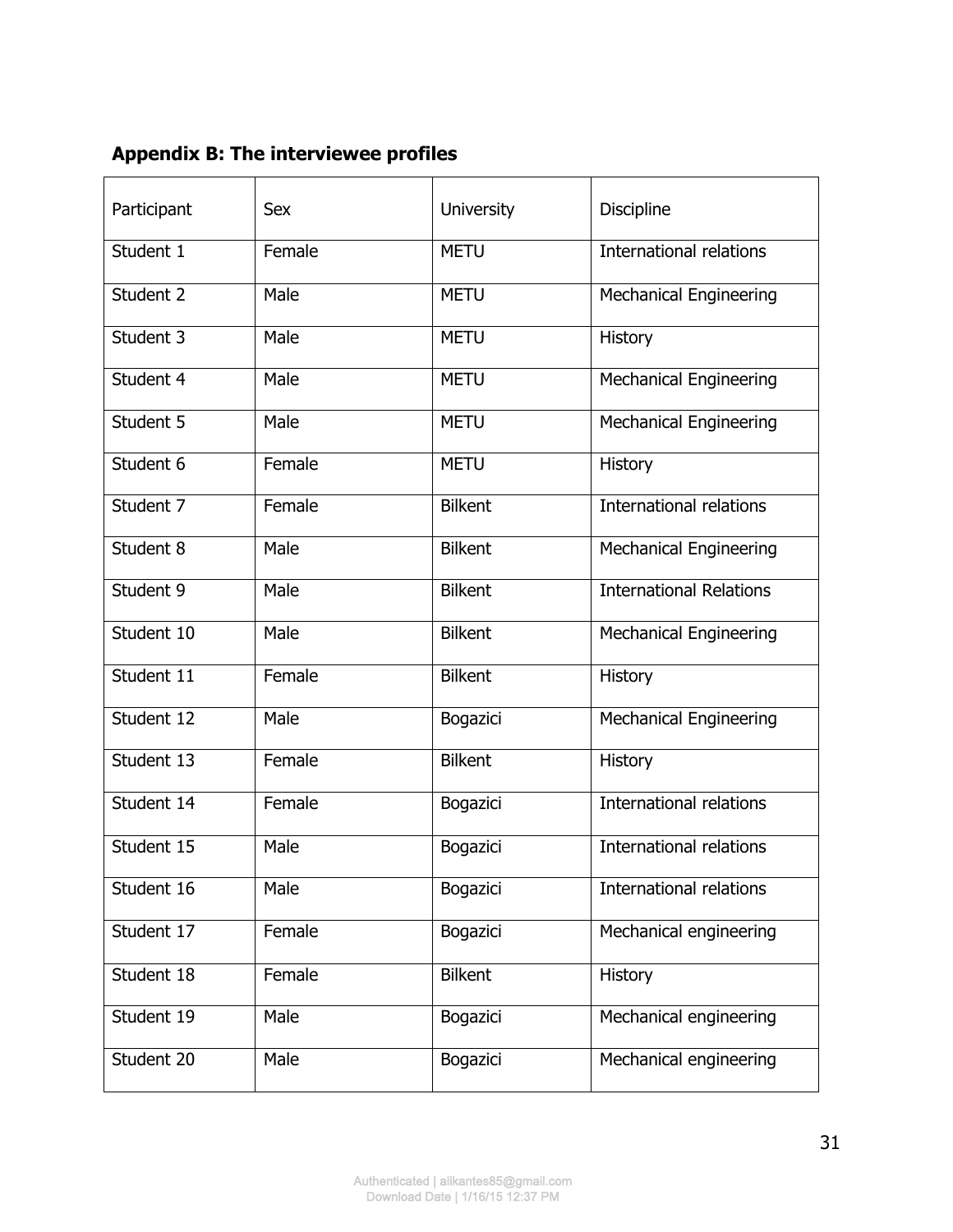**Appendix B: The interviewee profiles**

| Participant | Sex | University | Discipline |
|---|---|---|---|
| Student 1 | Female | METU | International relations |
| Student 2 | Male | METU | Mechanical Engineering |
| Student 3 | Male | METU | History |
| Student 4 | Male | METU | Mechanical Engineering |
| Student 5 | Male | METU | Mechanical Engineering |
| Student 6 | Female | METU | History |
| Student 7 | Female | Bilkent | International relations |
| Student 8 | Male | Bilkent | Mechanical Engineering |
| Student 9 | Male | Bilkent | International Relations |
| Student 10 | Male | Bilkent | Mechanical Engineering |
| Student 11 | Female | Bilkent | History |
| Student 12 | Male | Bogazici | Mechanical Engineering |
| Student 13 | Female | Bilkent | History |
| Student 14 | Female | Bogazici | International relations |
| Student 15 | Male | Bogazici | International relations |
| Student 16 | Male | Bogazici | International relations |
| Student 17 | Female | Bogazici | Mechanical engineering |
| Student 18 | Female | Bilkent | History |
| Student 19 | Male | Bogazici | Mechanical engineering |
| Student 20 | Male | Bogazici | Mechanical engineering |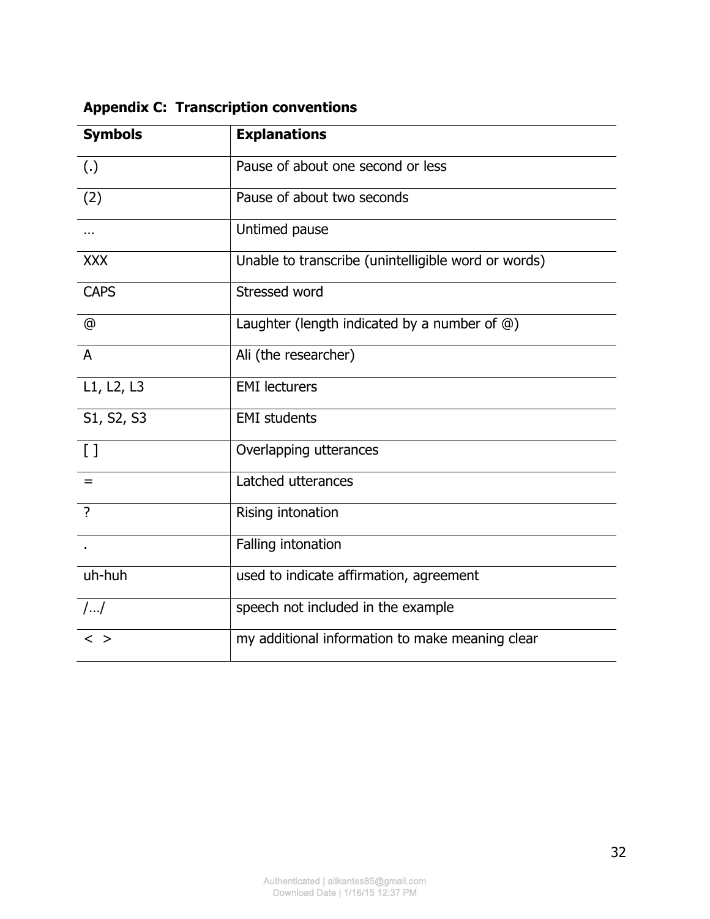**Appendix C: Transcription conventions**

| Symbols | Explanations |
| --- | --- |
| (.) | Pause of about one second or less |
| (2) | Pause of about two seconds |
| … | Untimed pause |
| XXX | Unable to transcribe (unintelligible word or words) |
| CAPS | Stressed word |
| @ | Laughter (length indicated by a number of @) |
| A | Ali (the researcher) |
| L1, L2, L3 | EMI lecturers |
| S1, S2, S3 | EMI students |
| [ ] | Overlapping utterances |
| = | Latched utterances |
| ? | Rising intonation |
| . | Falling intonation |
| uh-huh | used to indicate affirmation, agreement |
| /…/ | speech not included in the example |
| < > | my additional information to make meaning clear |

Authenticated | alikantes85@gmail.com
Download Date | 1/16/15 12:37 PM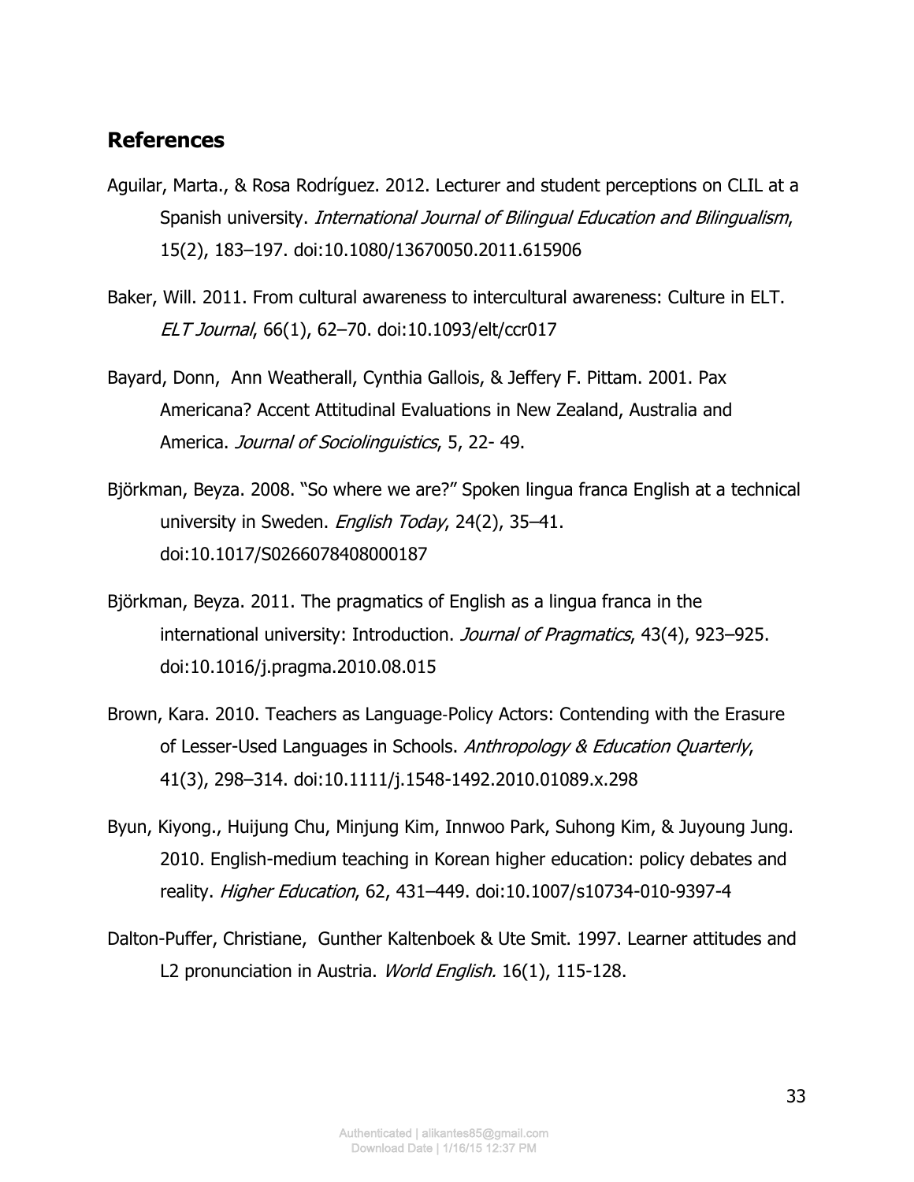## References

Aguilar, Marta., & Rosa Rodríguez. 2012. Lecturer and student perceptions on CLIL at a Spanish university. *International Journal of Bilingual Education and Bilingualism*, 15(2), 183–197. doi:10.1080/13670050.2011.615906

Baker, Will. 2011. From cultural awareness to intercultural awareness: Culture in ELT. *ELT Journal*, 66(1), 62–70. doi:10.1093/elt/ccr017

Bayard, Donn, Ann Weatherall, Cynthia Gallois, & Jeffery F. Pittam. 2001. Pax Americana? Accent Attitudinal Evaluations in New Zealand, Australia and America. *Journal of Sociolinguistics*, 5, 22- 49.

Björkman, Beyza. 2008. "So where we are?" Spoken lingua franca English at a technical university in Sweden. *English Today*, 24(2), 35–41. doi:10.1017/S0266078408000187

Björkman, Beyza. 2011. The pragmatics of English as a lingua franca in the international university: Introduction. *Journal of Pragmatics*, 43(4), 923–925. doi:10.1016/j.pragma.2010.08.015

Brown, Kara. 2010. Teachers as Language-Policy Actors: Contending with the Erasure of Lesser-Used Languages in Schools. *Anthropology & Education Quarterly*, 41(3), 298–314. doi:10.1111/j.1548-1492.2010.01089.x.298

Byun, Kiyong., Huijung Chu, Minjung Kim, Innwoo Park, Suhong Kim, & Juyoung Jung. 2010. English-medium teaching in Korean higher education: policy debates and reality. *Higher Education*, 62, 431–449. doi:10.1007/s10734-010-9397-4

Dalton-Puffer, Christiane, Gunther Kaltenboek & Ute Smit. 1997. Learner attitudes and L2 pronunciation in Austria. *World English.* 16(1), 115-128.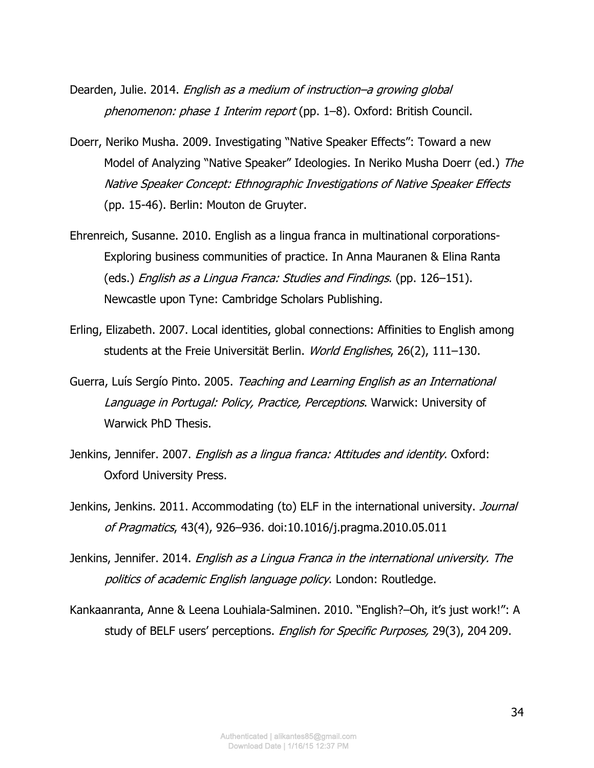Dearden, Julie. 2014. *English as a medium of instruction–a growing global phenomenon: phase 1 Interim report* (pp. 1–8). Oxford: British Council.

Doerr, Neriko Musha. 2009. Investigating "Native Speaker Effects": Toward a new Model of Analyzing "Native Speaker" Ideologies. In Neriko Musha Doerr (ed.) *The Native Speaker Concept: Ethnographic Investigations of Native Speaker Effects* (pp. 15-46). Berlin: Mouton de Gruyter.

Ehrenreich, Susanne. 2010. English as a lingua franca in multinational corporations- Exploring business communities of practice. In Anna Mauranen & Elina Ranta (eds.) *English as a Lingua Franca: Studies and Findings*. (pp. 126–151). Newcastle upon Tyne: Cambridge Scholars Publishing.

Erling, Elizabeth. 2007. Local identities, global connections: Affinities to English among students at the Freie Universität Berlin. *World Englishes*, 26(2), 111–130.

Guerra, Luís Sergío Pinto. 2005. *Teaching and Learning English as an International Language in Portugal: Policy, Practice, Perceptions*. Warwick: University of Warwick PhD Thesis.

Jenkins, Jennifer. 2007. *English as a lingua franca: Attitudes and identity*. Oxford: Oxford University Press.

Jenkins, Jenkins. 2011. Accommodating (to) ELF in the international university. *Journal of Pragmatics*, 43(4), 926–936. doi:10.1016/j.pragma.2010.05.011

Jenkins, Jennifer. 2014. *English as a Lingua Franca in the international university. The politics of academic English language policy*. London: Routledge.

Kankaanranta, Anne & Leena Louhiala-Salminen. 2010. "English?–Oh, it's just work!": A study of BELF users' perceptions. *English for Specific Purposes,* 29(3), 204 209.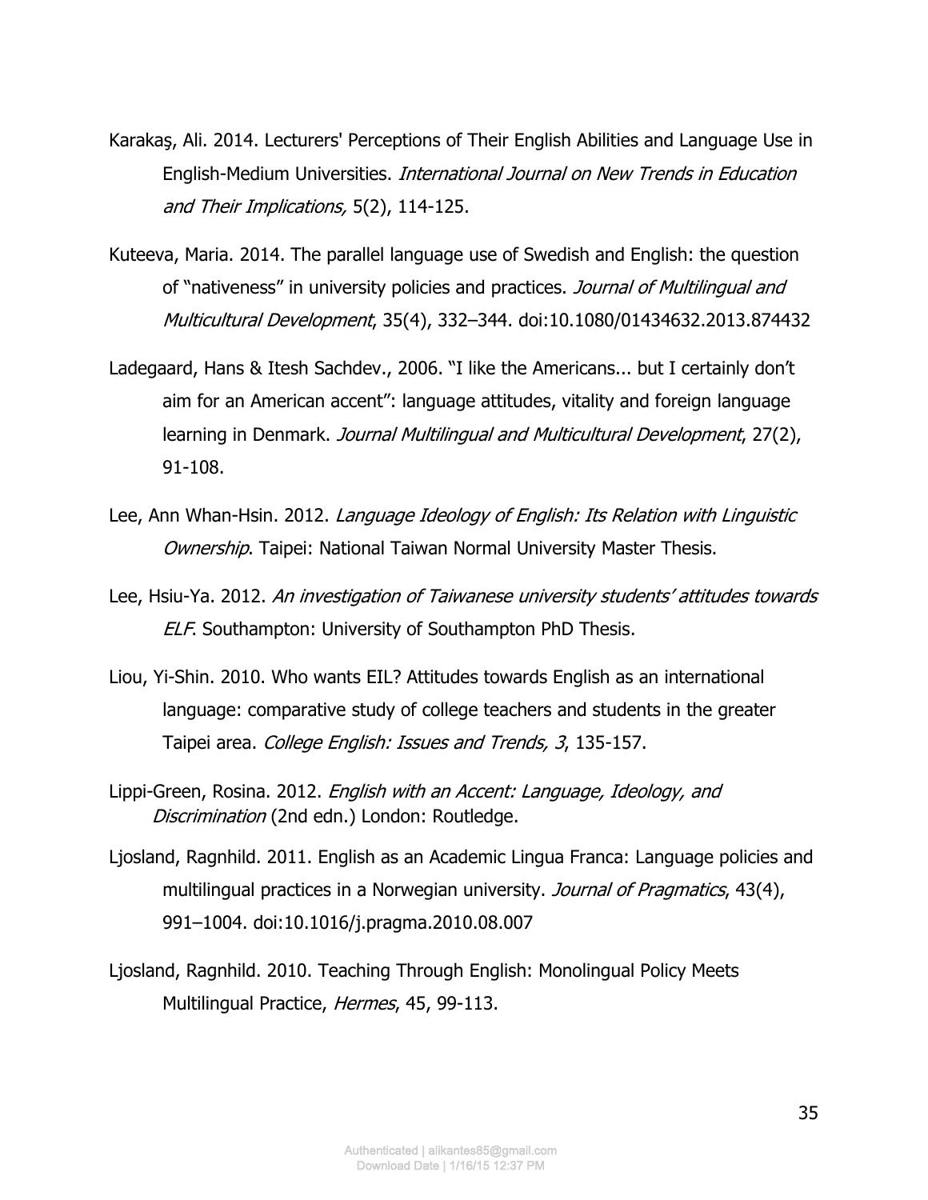Karakaş, Ali. 2014. Lecturers' Perceptions of Their English Abilities and Language Use in English-Medium Universities. *International Journal on New Trends in Education and Their Implications,* 5(2), 114-125.

Kuteeva, Maria. 2014. The parallel language use of Swedish and English: the question of "nativeness" in university policies and practices. *Journal of Multilingual and Multicultural Development*, 35(4), 332–344. doi:10.1080/01434632.2013.874432

Ladegaard, Hans & Itesh Sachdev., 2006. "I like the Americans... but I certainly don't aim for an American accent": language attitudes, vitality and foreign language learning in Denmark. *Journal Multilingual and Multicultural Development*, 27(2), 91-108.

Lee, Ann Whan-Hsin. 2012. *Language Ideology of English: Its Relation with Linguistic Ownership*. Taipei: National Taiwan Normal University Master Thesis.

Lee, Hsiu-Ya. 2012. *An investigation of Taiwanese university students' attitudes towards ELF*. Southampton: University of Southampton PhD Thesis.

Liou, Yi-Shin. 2010. Who wants EIL? Attitudes towards English as an international language: comparative study of college teachers and students in the greater Taipei area. *College English: Issues and Trends, 3*, 135-157.

Lippi-Green, Rosina. 2012. *English with an Accent: Language, Ideology, and Discrimination* (2nd edn.) London: Routledge.

Ljosland, Ragnhild. 2011. English as an Academic Lingua Franca: Language policies and multilingual practices in a Norwegian university. *Journal of Pragmatics*, 43(4), 991–1004. doi:10.1016/j.pragma.2010.08.007

Ljosland, Ragnhild. 2010. Teaching Through English: Monolingual Policy Meets Multilingual Practice, *Hermes*, 45, 99-113.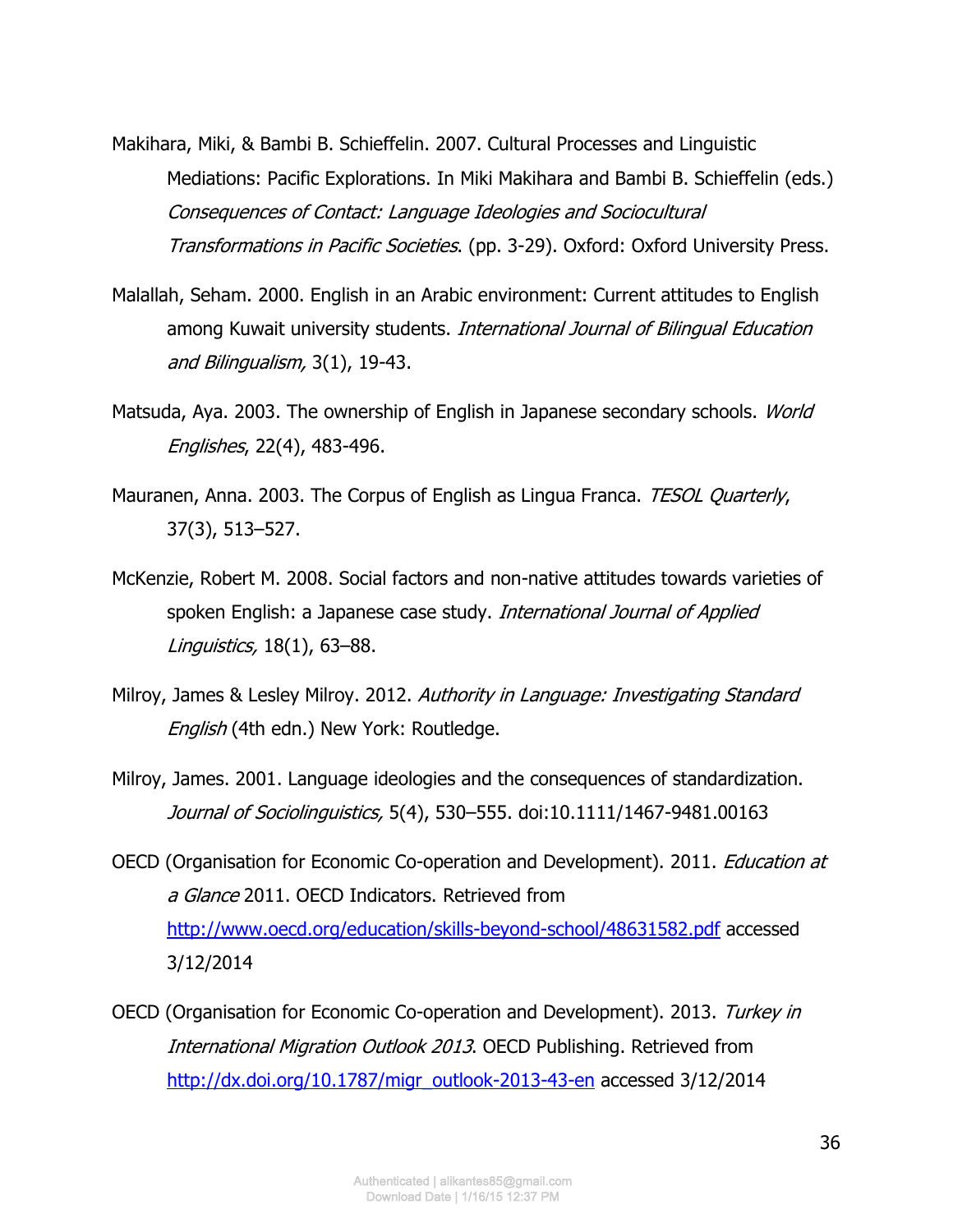Makihara, Miki, & Bambi B. Schieffelin. 2007. Cultural Processes and Linguistic Mediations: Pacific Explorations. In Miki Makihara and Bambi B. Schieffelin (eds.) *Consequences of Contact: Language Ideologies and Sociocultural Transformations in Pacific Societies*. (pp. 3-29). Oxford: Oxford University Press.

Malallah, Seham. 2000. English in an Arabic environment: Current attitudes to English among Kuwait university students. *International Journal of Bilingual Education and Bilingualism,* 3(1), 19-43.

Matsuda, Aya. 2003. The ownership of English in Japanese secondary schools. *World Englishes*, 22(4), 483-496.

Mauranen, Anna. 2003. The Corpus of English as Lingua Franca. *TESOL Quarterly*, 37(3), 513–527.

McKenzie, Robert M. 2008. Social factors and non-native attitudes towards varieties of spoken English: a Japanese case study. *International Journal of Applied Linguistics,* 18(1), 63–88.

Milroy, James & Lesley Milroy. 2012. *Authority in Language: Investigating Standard English* (4th edn.) New York: Routledge.

Milroy, James. 2001. Language ideologies and the consequences of standardization. *Journal of Sociolinguistics,* 5(4), 530–555. doi:10.1111/1467-9481.00163

OECD (Organisation for Economic Co-operation and Development). 2011. *Education at a Glance* 2011. OECD Indicators. Retrieved from http://www.oecd.org/education/skills-beyond-school/48631582.pdf accessed 3/12/2014

OECD (Organisation for Economic Co-operation and Development). 2013. *Turkey in International Migration Outlook 2013*. OECD Publishing. Retrieved from http://dx.doi.org/10.1787/migr_outlook-2013-43-en accessed 3/12/2014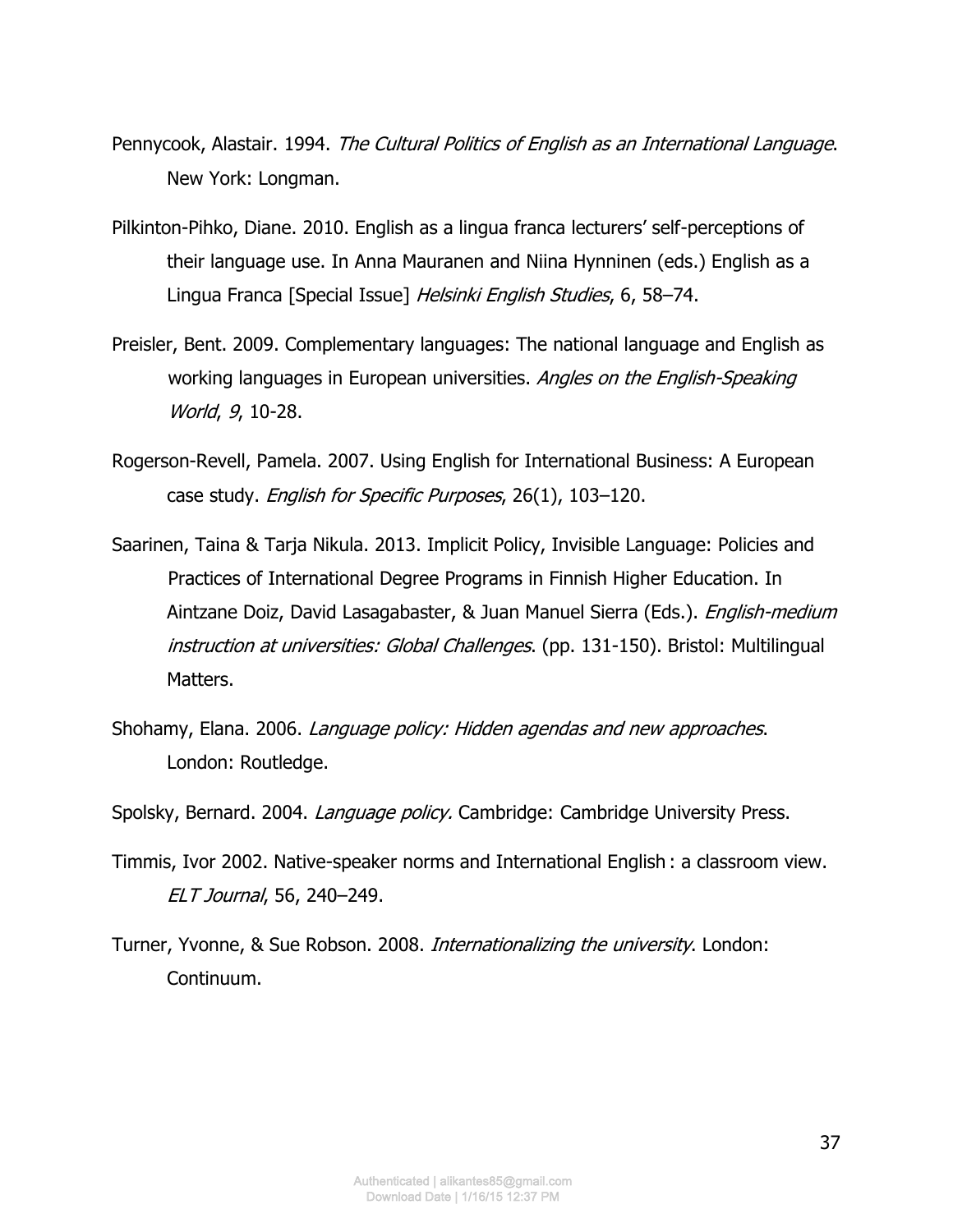Pennycook, Alastair. 1994. *The Cultural Politics of English as an International Language*. New York: Longman.

Pilkinton-Pihko, Diane. 2010. English as a lingua franca lecturers' self-perceptions of their language use. In Anna Mauranen and Niina Hynninen (eds.) English as a Lingua Franca [Special Issue] *Helsinki English Studies*, 6, 58–74.

Preisler, Bent. 2009. Complementary languages: The national language and English as working languages in European universities. *Angles on the English-Speaking World*, *9*, 10-28.

Rogerson-Revell, Pamela. 2007. Using English for International Business: A European case study. *English for Specific Purposes*, 26(1), 103–120.

Saarinen, Taina & Tarja Nikula. 2013. Implicit Policy, Invisible Language: Policies and Practices of International Degree Programs in Finnish Higher Education. In Aintzane Doiz, David Lasagabaster, & Juan Manuel Sierra (Eds.). *English-medium instruction at universities: Global Challenges*. (pp. 131-150). Bristol: Multilingual Matters.

Shohamy, Elana. 2006. *Language policy: Hidden agendas and new approaches*. London: Routledge.

Spolsky, Bernard. 2004. *Language policy.* Cambridge: Cambridge University Press.

Timmis, Ivor 2002. Native-speaker norms and International English : a classroom view. *ELT Journal*, 56, 240–249.

Turner, Yvonne, & Sue Robson. 2008. *Internationalizing the university*. London: Continuum.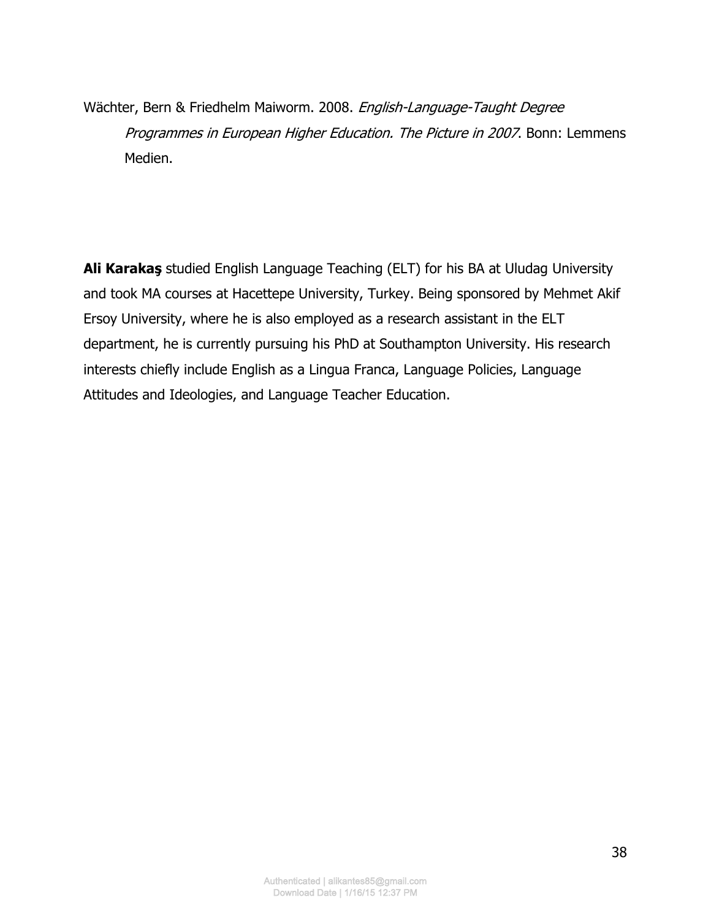Wächter, Bern & Friedhelm Maiworm. 2008. *English-Language-Taught Degree Programmes in European Higher Education. The Picture in 2007*. Bonn: Lemmens Medien.

**Ali Karakaş** studied English Language Teaching (ELT) for his BA at Uludag University and took MA courses at Hacettepe University, Turkey. Being sponsored by Mehmet Akif Ersoy University, where he is also employed as a research assistant in the ELT department, he is currently pursuing his PhD at Southampton University. His research interests chiefly include English as a Lingua Franca, Language Policies, Language Attitudes and Ideologies, and Language Teacher Education.